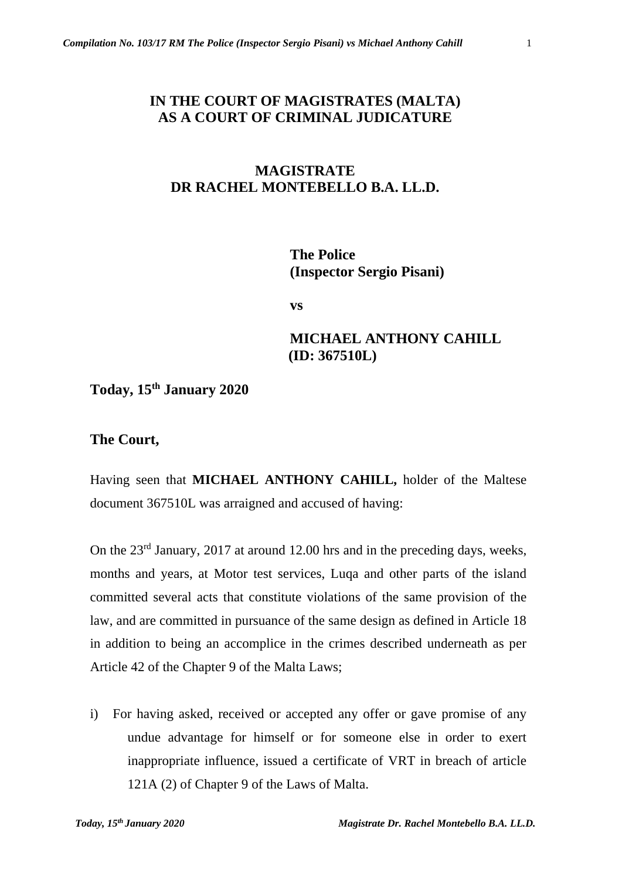**IN THE COURT OF MAGISTRATES (MALTA)**
**AS A COURT OF CRIMINAL JUDICATURE**

**MAGISTRATE**
**DR RACHEL MONTEBELLO B.A. LL.D.**

**The Police**
**(Inspector Sergio Pisani)**

**vs**

**MICHAEL ANTHONY CAHILL**
**(ID: 367510L)**

**Today, 15th January 2020**

**The Court,**

Having seen that **MICHAEL ANTHONY CAHILL,** holder of the Maltese document 367510L was arraigned and accused of having:

On the 23rd January, 2017 at around 12.00 hrs and in the preceding days, weeks, months and years, at Motor test services, Luqa and other parts of the island committed several acts that constitute violations of the same provision of the law, and are committed in pursuance of the same design as defined in Article 18 in addition to being an accomplice in the crimes described underneath as per Article 42 of the Chapter 9 of the Malta Laws;

i) For having asked, received or accepted any offer or gave promise of any undue advantage for himself or for someone else in order to exert inappropriate influence, issued a certificate of VRT in breach of article 121A (2) of Chapter 9 of the Laws of Malta.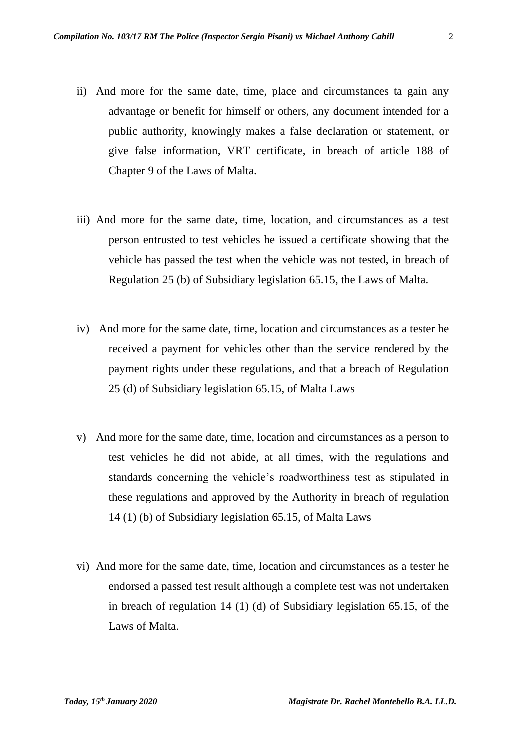ii) And more for the same date, time, place and circumstances ta gain any advantage or benefit for himself or others, any document intended for a public authority, knowingly makes a false declaration or statement, or give false information, VRT certificate, in breach of article 188 of Chapter 9 of the Laws of Malta.

iii) And more for the same date, time, location, and circumstances as a test person entrusted to test vehicles he issued a certificate showing that the vehicle has passed the test when the vehicle was not tested, in breach of Regulation 25 (b) of Subsidiary legislation 65.15, the Laws of Malta.

iv) And more for the same date, time, location and circumstances as a tester he received a payment for vehicles other than the service rendered by the payment rights under these regulations, and that a breach of Regulation 25 (d) of Subsidiary legislation 65.15, of Malta Laws

v) And more for the same date, time, location and circumstances as a person to test vehicles he did not abide, at all times, with the regulations and standards concerning the vehicle's roadworthiness test as stipulated in these regulations and approved by the Authority in breach of regulation 14 (1) (b) of Subsidiary legislation 65.15, of Malta Laws

vi) And more for the same date, time, location and circumstances as a tester he endorsed a passed test result although a complete test was not undertaken in breach of regulation 14 (1) (d) of Subsidiary legislation 65.15, of the Laws of Malta.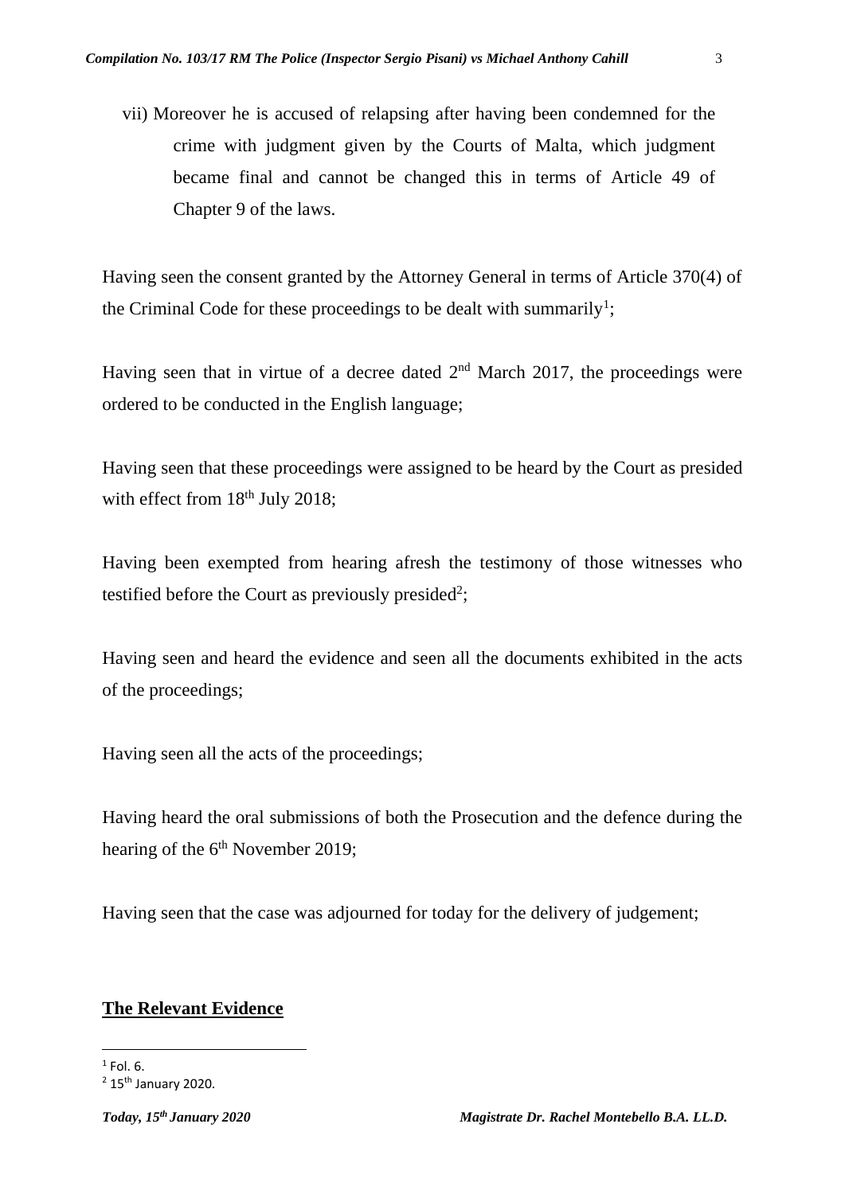vii) Moreover he is accused of relapsing after having been condemned for the crime with judgment given by the Courts of Malta, which judgment became final and cannot be changed this in terms of Article 49 of Chapter 9 of the laws.

Having seen the consent granted by the Attorney General in terms of Article 370(4) of the Criminal Code for these proceedings to be dealt with summarily[1];

Having seen that in virtue of a decree dated 2nd March 2017, the proceedings were ordered to be conducted in the English language;

Having seen that these proceedings were assigned to be heard by the Court as presided with effect from 18th July 2018;

Having been exempted from hearing afresh the testimony of those witnesses who testified before the Court as previously presided[2];

Having seen and heard the evidence and seen all the documents exhibited in the acts of the proceedings;

Having seen all the acts of the proceedings;

Having heard the oral submissions of both the Prosecution and the defence during the hearing of the 6th November 2019;

Having seen that the case was adjourned for today for the delivery of judgement;

## **The Relevant Evidence**

[1] Fol. 6.

[2] 15th January 2020.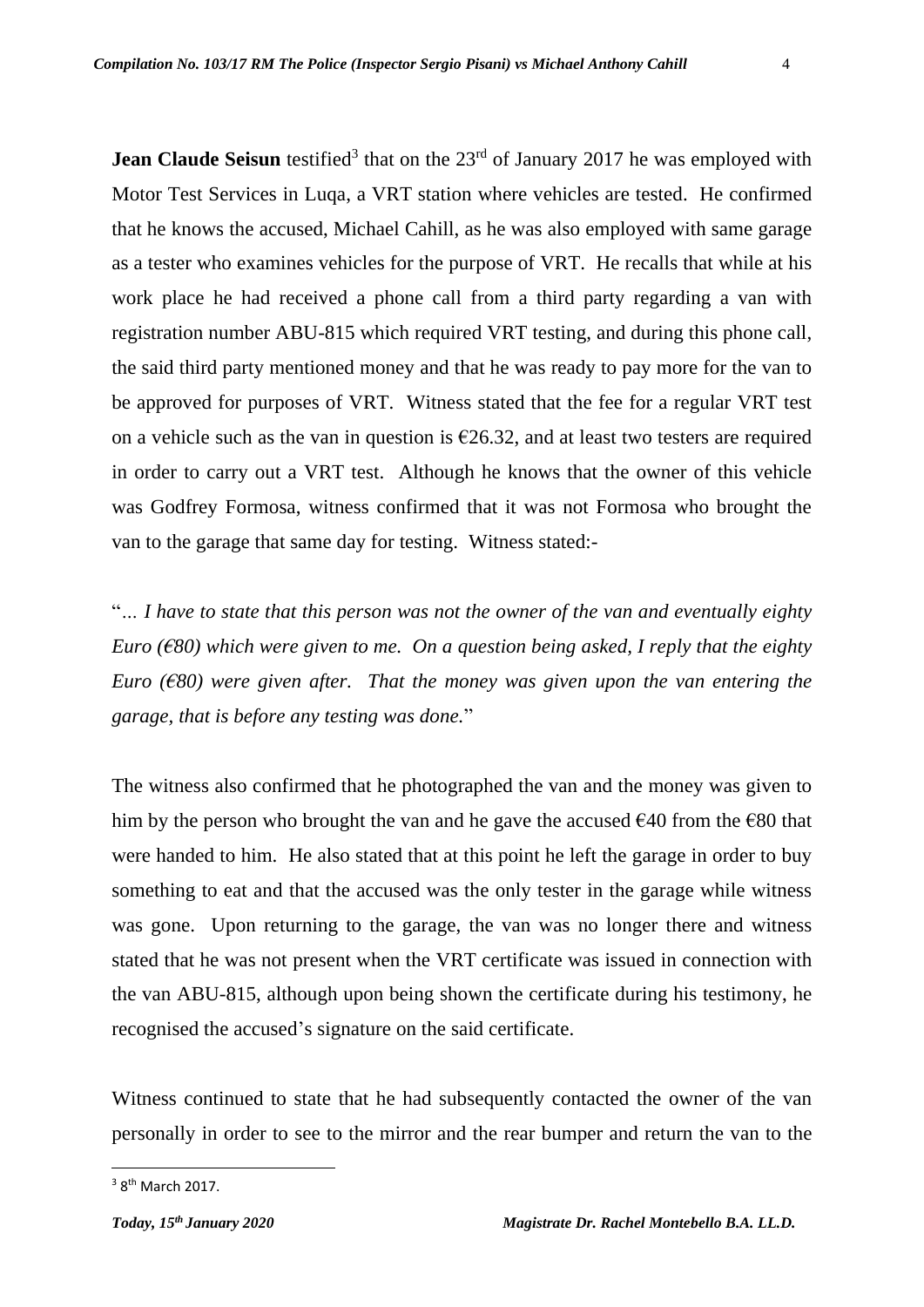**Jean Claude Seisun** testified[3] that on the 23rd of January 2017 he was employed with Motor Test Services in Luqa, a VRT station where vehicles are tested. He confirmed that he knows the accused, Michael Cahill, as he was also employed with same garage as a tester who examines vehicles for the purpose of VRT. He recalls that while at his work place he had received a phone call from a third party regarding a van with registration number ABU-815 which required VRT testing, and during this phone call, the said third party mentioned money and that he was ready to pay more for the van to be approved for purposes of VRT. Witness stated that the fee for a regular VRT test on a vehicle such as the van in question is €26.32, and at least two testers are required in order to carry out a VRT test. Although he knows that the owner of this vehicle was Godfrey Formosa, witness confirmed that it was not Formosa who brought the van to the garage that same day for testing. Witness stated:-

"*... I have to state that this person was not the owner of the van and eventually eighty Euro (€80) which were given to me. On a question being asked, I reply that the eighty Euro (€80) were given after. That the money was given upon the van entering the garage, that is before any testing was done.*"

The witness also confirmed that he photographed the van and the money was given to him by the person who brought the van and he gave the accused €40 from the €80 that were handed to him. He also stated that at this point he left the garage in order to buy something to eat and that the accused was the only tester in the garage while witness was gone. Upon returning to the garage, the van was no longer there and witness stated that he was not present when the VRT certificate was issued in connection with the van ABU-815, although upon being shown the certificate during his testimony, he recognised the accused's signature on the said certificate.

Witness continued to state that he had subsequently contacted the owner of the van personally in order to see to the mirror and the rear bumper and return the van to the

---

[3] 8th March 2017.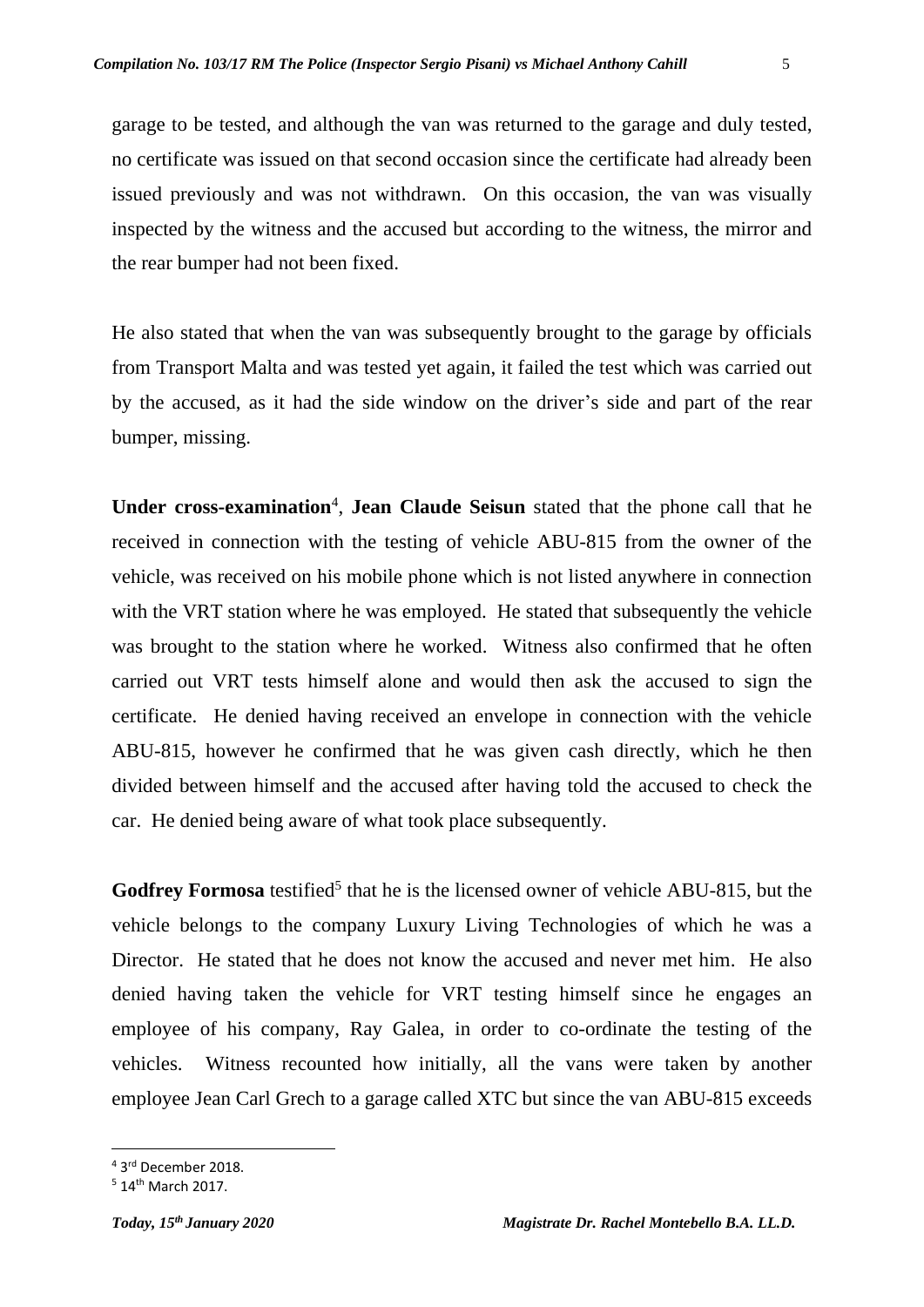garage to be tested, and although the van was returned to the garage and duly tested, no certificate was issued on that second occasion since the certificate had already been issued previously and was not withdrawn. On this occasion, the van was visually inspected by the witness and the accused but according to the witness, the mirror and the rear bumper had not been fixed.

He also stated that when the van was subsequently brought to the garage by officials from Transport Malta and was tested yet again, it failed the test which was carried out by the accused, as it had the side window on the driver's side and part of the rear bumper, missing.

**Under cross-examination**[4], **Jean Claude Seisun** stated that the phone call that he received in connection with the testing of vehicle ABU-815 from the owner of the vehicle, was received on his mobile phone which is not listed anywhere in connection with the VRT station where he was employed. He stated that subsequently the vehicle was brought to the station where he worked. Witness also confirmed that he often carried out VRT tests himself alone and would then ask the accused to sign the certificate. He denied having received an envelope in connection with the vehicle ABU-815, however he confirmed that he was given cash directly, which he then divided between himself and the accused after having told the accused to check the car. He denied being aware of what took place subsequently.

**Godfrey Formosa** testified[5] that he is the licensed owner of vehicle ABU-815, but the vehicle belongs to the company Luxury Living Technologies of which he was a Director. He stated that he does not know the accused and never met him. He also denied having taken the vehicle for VRT testing himself since he engages an employee of his company, Ray Galea, in order to co-ordinate the testing of the vehicles. Witness recounted how initially, all the vans were taken by another employee Jean Carl Grech to a garage called XTC but since the van ABU-815 exceeds

---

[4] 3rd December 2018.

[5] 14th March 2017.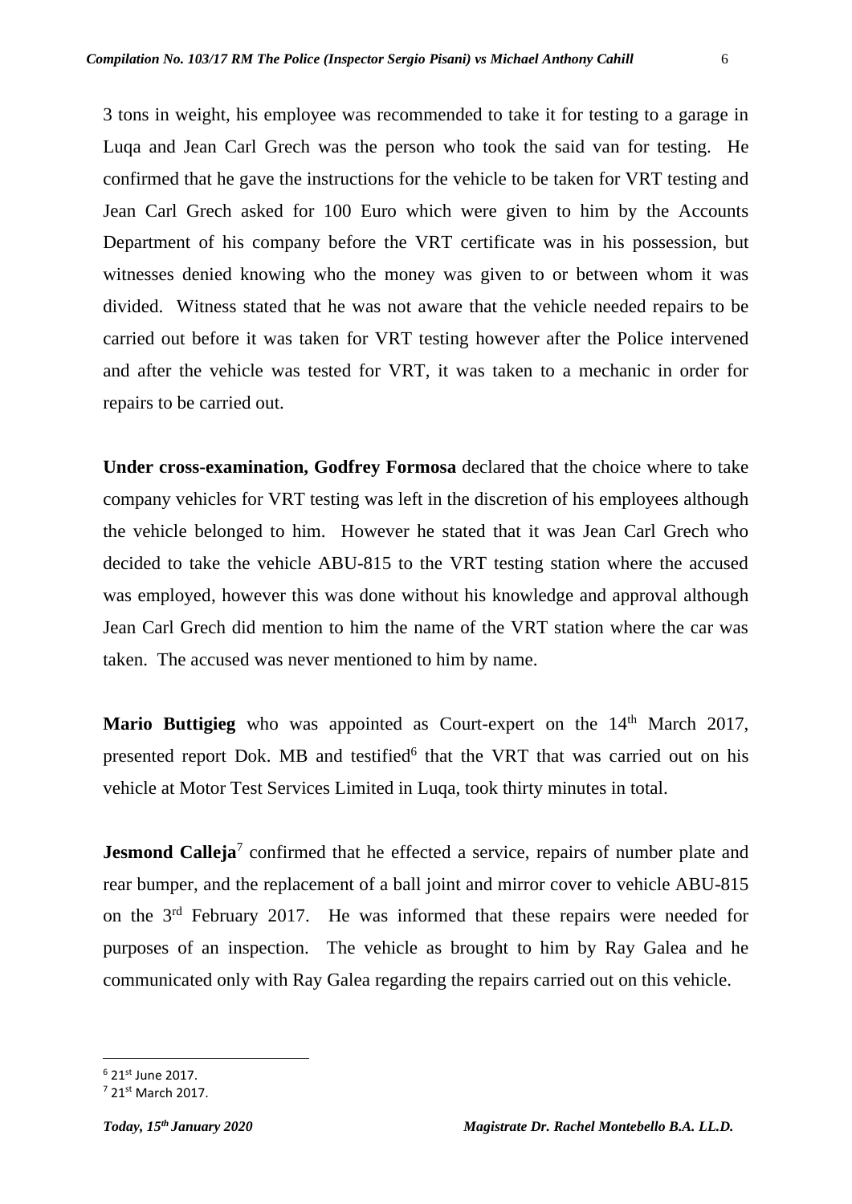3 tons in weight, his employee was recommended to take it for testing to a garage in Luqa and Jean Carl Grech was the person who took the said van for testing. He confirmed that he gave the instructions for the vehicle to be taken for VRT testing and Jean Carl Grech asked for 100 Euro which were given to him by the Accounts Department of his company before the VRT certificate was in his possession, but witnesses denied knowing who the money was given to or between whom it was divided. Witness stated that he was not aware that the vehicle needed repairs to be carried out before it was taken for VRT testing however after the Police intervened and after the vehicle was tested for VRT, it was taken to a mechanic in order for repairs to be carried out.

**Under cross-examination, Godfrey Formosa** declared that the choice where to take company vehicles for VRT testing was left in the discretion of his employees although the vehicle belonged to him. However he stated that it was Jean Carl Grech who decided to take the vehicle ABU-815 to the VRT testing station where the accused was employed, however this was done without his knowledge and approval although Jean Carl Grech did mention to him the name of the VRT station where the car was taken. The accused was never mentioned to him by name.

**Mario Buttigieg** who was appointed as Court-expert on the 14th March 2017, presented report Dok. MB and testified[6] that the VRT that was carried out on his vehicle at Motor Test Services Limited in Luqa, took thirty minutes in total.

**Jesmond Calleja**[7] confirmed that he effected a service, repairs of number plate and rear bumper, and the replacement of a ball joint and mirror cover to vehicle ABU-815 on the 3rd February 2017. He was informed that these repairs were needed for purposes of an inspection. The vehicle as brought to him by Ray Galea and he communicated only with Ray Galea regarding the repairs carried out on this vehicle.

---

[6] 21st June 2017.

[7] 21st March 2017.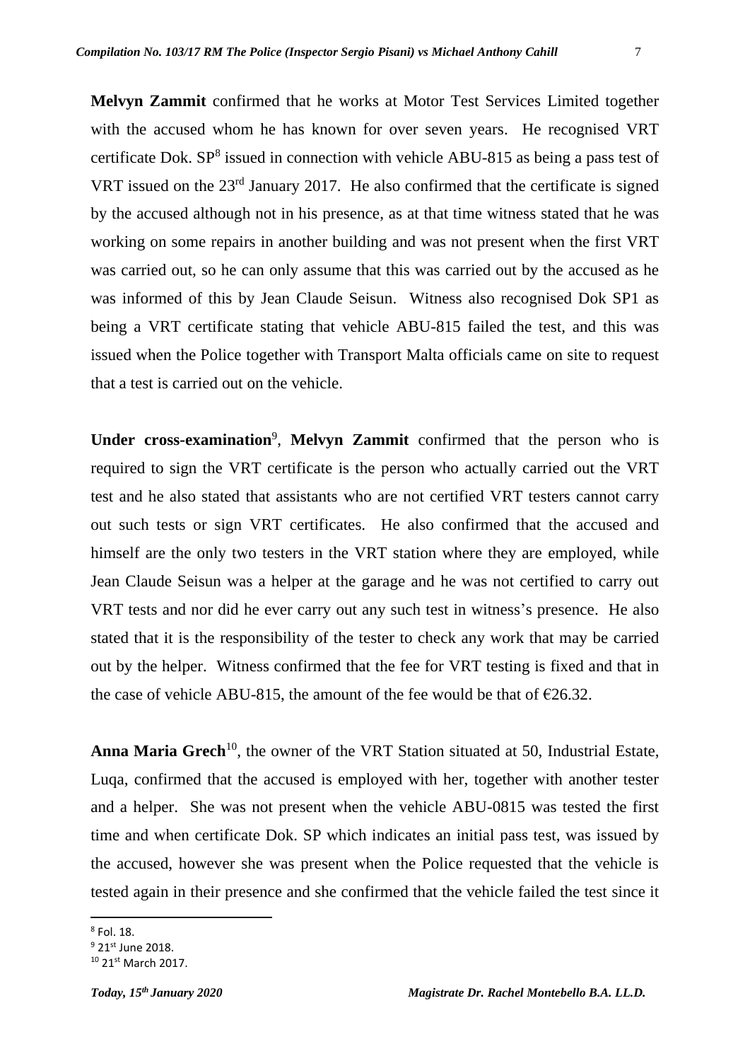**Melvyn Zammit** confirmed that he works at Motor Test Services Limited together with the accused whom he has known for over seven years. He recognised VRT certificate Dok. SP[8] issued in connection with vehicle ABU-815 as being a pass test of VRT issued on the 23rd January 2017. He also confirmed that the certificate is signed by the accused although not in his presence, as at that time witness stated that he was working on some repairs in another building and was not present when the first VRT was carried out, so he can only assume that this was carried out by the accused as he was informed of this by Jean Claude Seisun. Witness also recognised Dok SP1 as being a VRT certificate stating that vehicle ABU-815 failed the test, and this was issued when the Police together with Transport Malta officials came on site to request that a test is carried out on the vehicle.

**Under cross-examination**[9], **Melvyn Zammit** confirmed that the person who is required to sign the VRT certificate is the person who actually carried out the VRT test and he also stated that assistants who are not certified VRT testers cannot carry out such tests or sign VRT certificates. He also confirmed that the accused and himself are the only two testers in the VRT station where they are employed, while Jean Claude Seisun was a helper at the garage and he was not certified to carry out VRT tests and nor did he ever carry out any such test in witness's presence. He also stated that it is the responsibility of the tester to check any work that may be carried out by the helper. Witness confirmed that the fee for VRT testing is fixed and that in the case of vehicle ABU-815, the amount of the fee would be that of €26.32.

**Anna Maria Grech**[10], the owner of the VRT Station situated at 50, Industrial Estate, Luqa, confirmed that the accused is employed with her, together with another tester and a helper. She was not present when the vehicle ABU-0815 was tested the first time and when certificate Dok. SP which indicates an initial pass test, was issued by the accused, however she was present when the Police requested that the vehicle is tested again in their presence and she confirmed that the vehicle failed the test since it

---

[8] Fol. 18.

[9] 21st June 2018.

[10] 21st March 2017.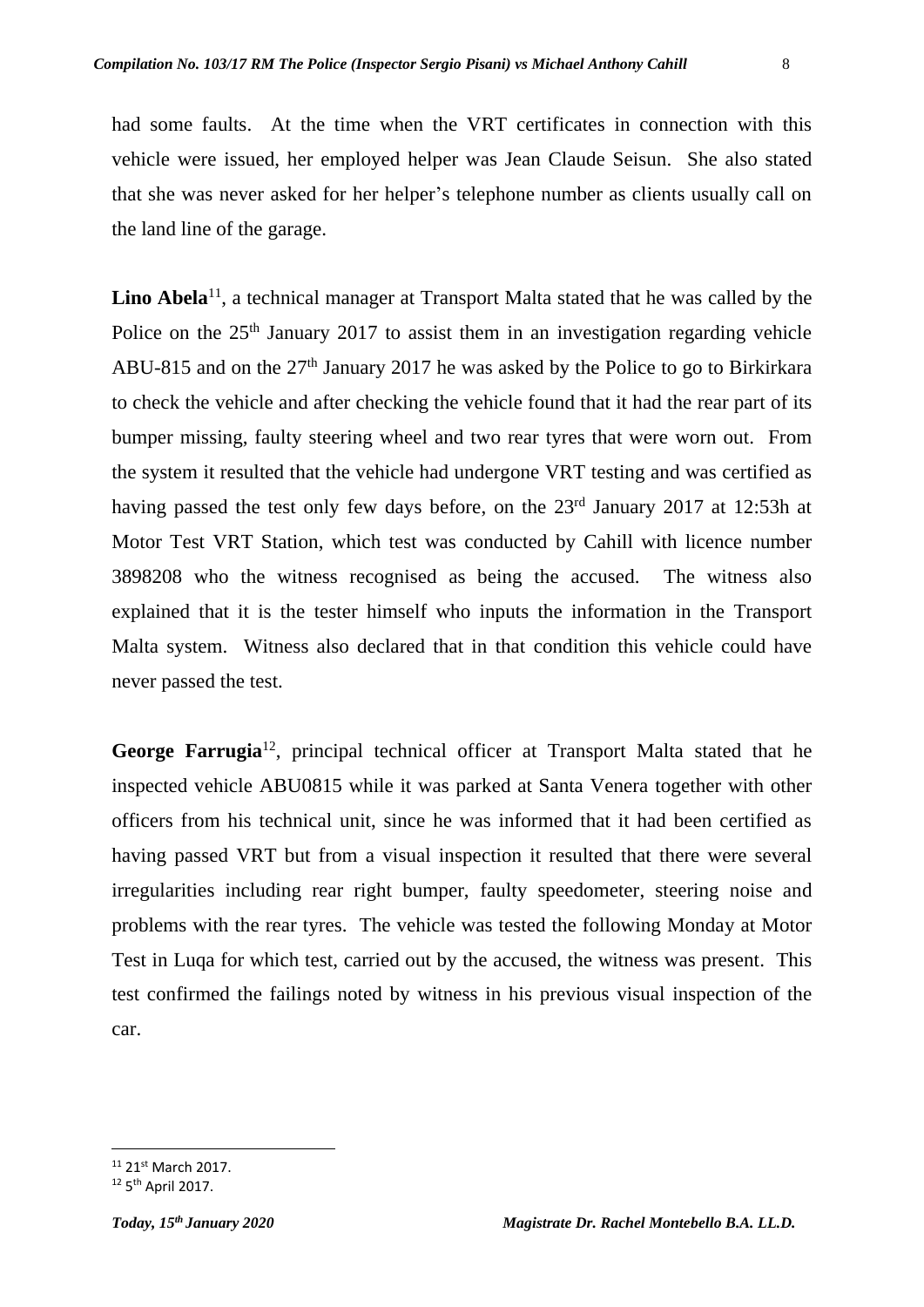had some faults. At the time when the VRT certificates in connection with this vehicle were issued, her employed helper was Jean Claude Seisun. She also stated that she was never asked for her helper's telephone number as clients usually call on the land line of the garage.

**Lino Abela**[11], a technical manager at Transport Malta stated that he was called by the Police on the 25th January 2017 to assist them in an investigation regarding vehicle ABU-815 and on the 27th January 2017 he was asked by the Police to go to Birkirkara to check the vehicle and after checking the vehicle found that it had the rear part of its bumper missing, faulty steering wheel and two rear tyres that were worn out. From the system it resulted that the vehicle had undergone VRT testing and was certified as having passed the test only few days before, on the 23rd January 2017 at 12:53h at Motor Test VRT Station, which test was conducted by Cahill with licence number 3898208 who the witness recognised as being the accused. The witness also explained that it is the tester himself who inputs the information in the Transport Malta system. Witness also declared that in that condition this vehicle could have never passed the test.

**George Farrugia**[12], principal technical officer at Transport Malta stated that he inspected vehicle ABU0815 while it was parked at Santa Venera together with other officers from his technical unit, since he was informed that it had been certified as having passed VRT but from a visual inspection it resulted that there were several irregularities including rear right bumper, faulty speedometer, steering noise and problems with the rear tyres. The vehicle was tested the following Monday at Motor Test in Luqa for which test, carried out by the accused, the witness was present. This test confirmed the failings noted by witness in his previous visual inspection of the car.

---

[11] 21st March 2017.

[12] 5th April 2017.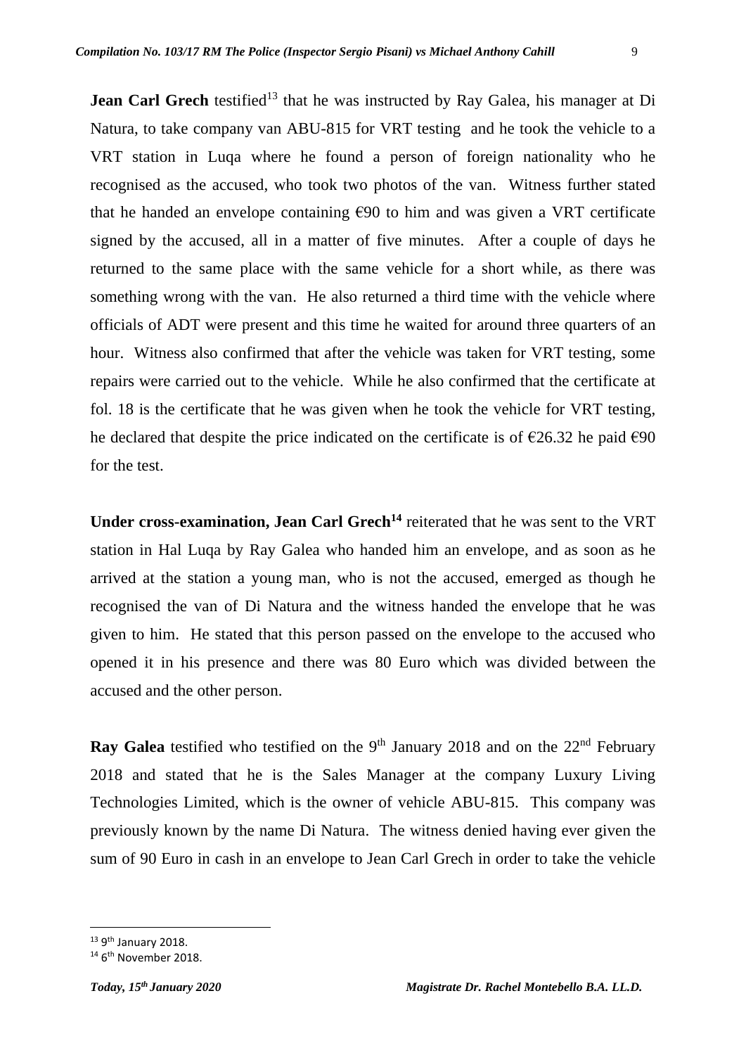**Jean Carl Grech** testified[13] that he was instructed by Ray Galea, his manager at Di Natura, to take company van ABU-815 for VRT testing and he took the vehicle to a VRT station in Luqa where he found a person of foreign nationality who he recognised as the accused, who took two photos of the van. Witness further stated that he handed an envelope containing €90 to him and was given a VRT certificate signed by the accused, all in a matter of five minutes. After a couple of days he returned to the same place with the same vehicle for a short while, as there was something wrong with the van. He also returned a third time with the vehicle where officials of ADT were present and this time he waited for around three quarters of an hour. Witness also confirmed that after the vehicle was taken for VRT testing, some repairs were carried out to the vehicle. While he also confirmed that the certificate at fol. 18 is the certificate that he was given when he took the vehicle for VRT testing, he declared that despite the price indicated on the certificate is of €26.32 he paid €90 for the test.

**Under cross-examination, Jean Carl Grech[14]** reiterated that he was sent to the VRT station in Hal Luqa by Ray Galea who handed him an envelope, and as soon as he arrived at the station a young man, who is not the accused, emerged as though he recognised the van of Di Natura and the witness handed the envelope that he was given to him. He stated that this person passed on the envelope to the accused who opened it in his presence and there was 80 Euro which was divided between the accused and the other person.

**Ray Galea** testified who testified on the 9th January 2018 and on the 22nd February 2018 and stated that he is the Sales Manager at the company Luxury Living Technologies Limited, which is the owner of vehicle ABU-815. This company was previously known by the name Di Natura. The witness denied having ever given the sum of 90 Euro in cash in an envelope to Jean Carl Grech in order to take the vehicle

---

[13] 9th January 2018.

[14] 6th November 2018.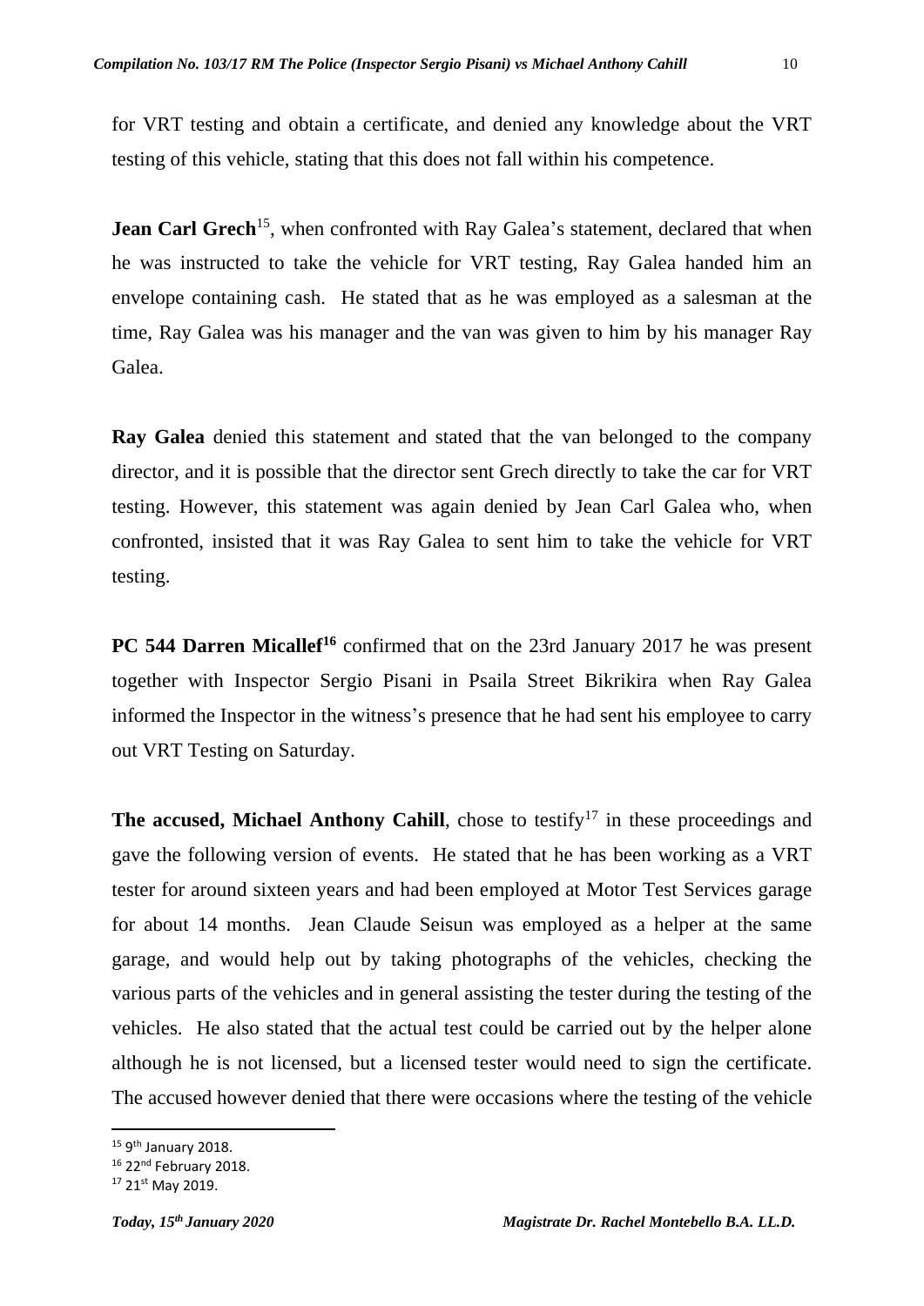for VRT testing and obtain a certificate, and denied any knowledge about the VRT testing of this vehicle, stating that this does not fall within his competence.

**Jean Carl Grech**[15], when confronted with Ray Galea's statement, declared that when he was instructed to take the vehicle for VRT testing, Ray Galea handed him an envelope containing cash. He stated that as he was employed as a salesman at the time, Ray Galea was his manager and the van was given to him by his manager Ray Galea.

**Ray Galea** denied this statement and stated that the van belonged to the company director, and it is possible that the director sent Grech directly to take the car for VRT testing. However, this statement was again denied by Jean Carl Galea who, when confronted, insisted that it was Ray Galea to sent him to take the vehicle for VRT testing.

**PC 544 Darren Micallef**[16] confirmed that on the 23rd January 2017 he was present together with Inspector Sergio Pisani in Psaila Street Bikrikira when Ray Galea informed the Inspector in the witness's presence that he had sent his employee to carry out VRT Testing on Saturday.

**The accused, Michael Anthony Cahill**, chose to testify[17] in these proceedings and gave the following version of events. He stated that he has been working as a VRT tester for around sixteen years and had been employed at Motor Test Services garage for about 14 months. Jean Claude Seisun was employed as a helper at the same garage, and would help out by taking photographs of the vehicles, checking the various parts of the vehicles and in general assisting the tester during the testing of the vehicles. He also stated that the actual test could be carried out by the helper alone although he is not licensed, but a licensed tester would need to sign the certificate. The accused however denied that there were occasions where the testing of the vehicle

[15] 9th January 2018.

[16] 22nd February 2018.

[17] 21st May 2019.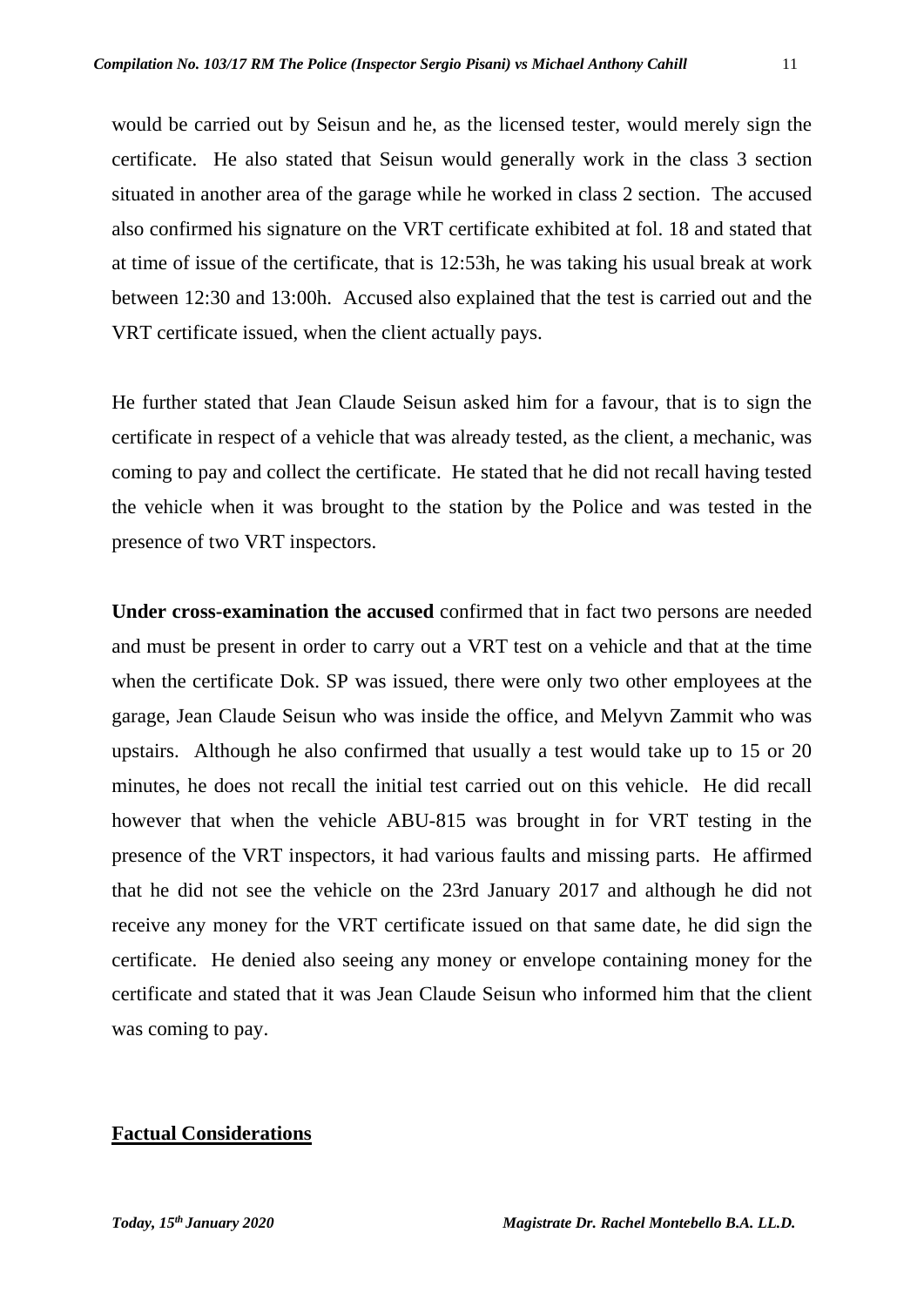would be carried out by Seisun and he, as the licensed tester, would merely sign the certificate. He also stated that Seisun would generally work in the class 3 section situated in another area of the garage while he worked in class 2 section. The accused also confirmed his signature on the VRT certificate exhibited at fol. 18 and stated that at time of issue of the certificate, that is 12:53h, he was taking his usual break at work between 12:30 and 13:00h. Accused also explained that the test is carried out and the VRT certificate issued, when the client actually pays.

He further stated that Jean Claude Seisun asked him for a favour, that is to sign the certificate in respect of a vehicle that was already tested, as the client, a mechanic, was coming to pay and collect the certificate. He stated that he did not recall having tested the vehicle when it was brought to the station by the Police and was tested in the presence of two VRT inspectors.

**Under cross-examination the accused** confirmed that in fact two persons are needed and must be present in order to carry out a VRT test on a vehicle and that at the time when the certificate Dok. SP was issued, there were only two other employees at the garage, Jean Claude Seisun who was inside the office, and Melyvn Zammit who was upstairs. Although he also confirmed that usually a test would take up to 15 or 20 minutes, he does not recall the initial test carried out on this vehicle. He did recall however that when the vehicle ABU-815 was brought in for VRT testing in the presence of the VRT inspectors, it had various faults and missing parts. He affirmed that he did not see the vehicle on the 23rd January 2017 and although he did not receive any money for the VRT certificate issued on that same date, he did sign the certificate. He denied also seeing any money or envelope containing money for the certificate and stated that it was Jean Claude Seisun who informed him that the client was coming to pay.

## Factual Considerations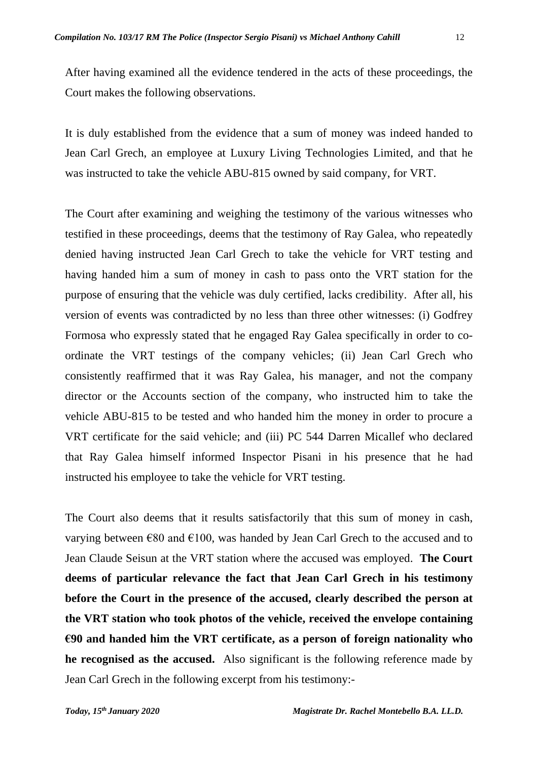After having examined all the evidence tendered in the acts of these proceedings, the Court makes the following observations.

It is duly established from the evidence that a sum of money was indeed handed to Jean Carl Grech, an employee at Luxury Living Technologies Limited, and that he was instructed to take the vehicle ABU-815 owned by said company, for VRT.

The Court after examining and weighing the testimony of the various witnesses who testified in these proceedings, deems that the testimony of Ray Galea, who repeatedly denied having instructed Jean Carl Grech to take the vehicle for VRT testing and having handed him a sum of money in cash to pass onto the VRT station for the purpose of ensuring that the vehicle was duly certified, lacks credibility. After all, his version of events was contradicted by no less than three other witnesses: (i) Godfrey Formosa who expressly stated that he engaged Ray Galea specifically in order to co-ordinate the VRT testings of the company vehicles; (ii) Jean Carl Grech who consistently reaffirmed that it was Ray Galea, his manager, and not the company director or the Accounts section of the company, who instructed him to take the vehicle ABU-815 to be tested and who handed him the money in order to procure a VRT certificate for the said vehicle; and (iii) PC 544 Darren Micallef who declared that Ray Galea himself informed Inspector Pisani in his presence that he had instructed his employee to take the vehicle for VRT testing.

The Court also deems that it results satisfactorily that this sum of money in cash, varying between €80 and €100, was handed by Jean Carl Grech to the accused and to Jean Claude Seisun at the VRT station where the accused was employed. **The Court deems of particular relevance the fact that Jean Carl Grech in his testimony before the Court in the presence of the accused, clearly described the person at the VRT station who took photos of the vehicle, received the envelope containing €90 and handed him the VRT certificate, as a person of foreign nationality who he recognised as the accused.** Also significant is the following reference made by Jean Carl Grech in the following excerpt from his testimony:-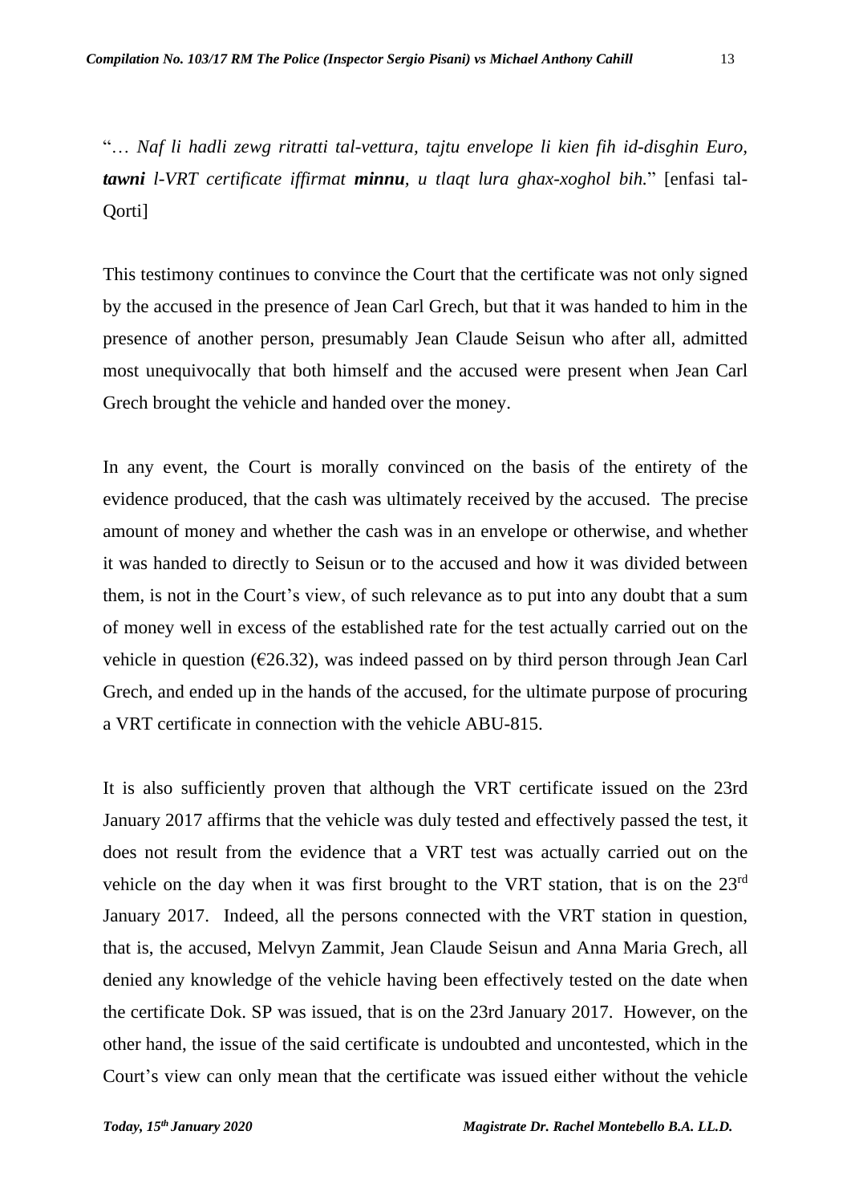"… *Naf li hadli zewg ritratti tal-vettura, tajtu envelope li kien fih id-disghin Euro, **tawni** l-VRT certificate iffirmat **minnu**, u tlaqt lura ghax-xoghol bih.*" [enfasi tal-Qorti]

This testimony continues to convince the Court that the certificate was not only signed by the accused in the presence of Jean Carl Grech, but that it was handed to him in the presence of another person, presumably Jean Claude Seisun who after all, admitted most unequivocally that both himself and the accused were present when Jean Carl Grech brought the vehicle and handed over the money.

In any event, the Court is morally convinced on the basis of the entirety of the evidence produced, that the cash was ultimately received by the accused. The precise amount of money and whether the cash was in an envelope or otherwise, and whether it was handed to directly to Seisun or to the accused and how it was divided between them, is not in the Court's view, of such relevance as to put into any doubt that a sum of money well in excess of the established rate for the test actually carried out on the vehicle in question (€26.32), was indeed passed on by third person through Jean Carl Grech, and ended up in the hands of the accused, for the ultimate purpose of procuring a VRT certificate in connection with the vehicle ABU-815.

It is also sufficiently proven that although the VRT certificate issued on the 23rd January 2017 affirms that the vehicle was duly tested and effectively passed the test, it does not result from the evidence that a VRT test was actually carried out on the vehicle on the day when it was first brought to the VRT station, that is on the 23rd January 2017. Indeed, all the persons connected with the VRT station in question, that is, the accused, Melvyn Zammit, Jean Claude Seisun and Anna Maria Grech, all denied any knowledge of the vehicle having been effectively tested on the date when the certificate Dok. SP was issued, that is on the 23rd January 2017. However, on the other hand, the issue of the said certificate is undoubted and uncontested, which in the Court's view can only mean that the certificate was issued either without the vehicle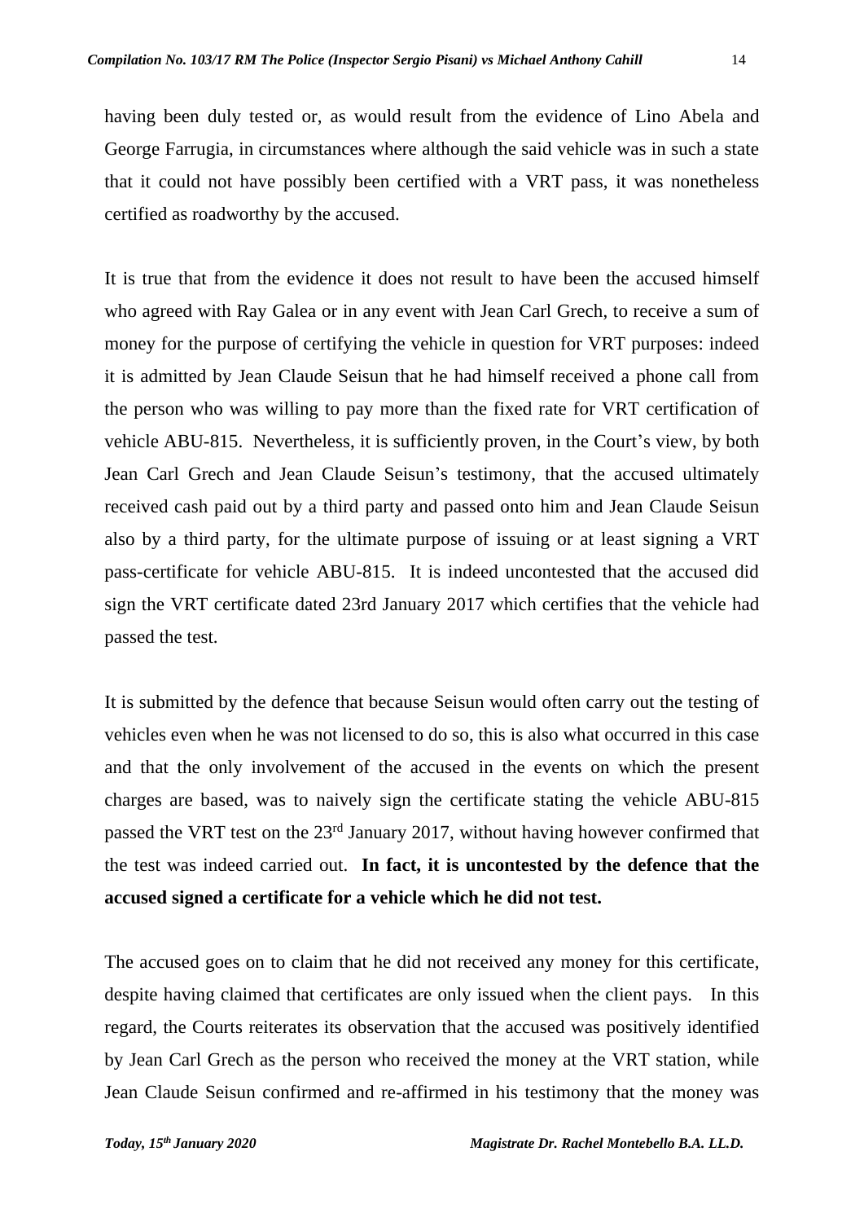having been duly tested or, as would result from the evidence of Lino Abela and George Farrugia, in circumstances where although the said vehicle was in such a state that it could not have possibly been certified with a VRT pass, it was nonetheless certified as roadworthy by the accused.

It is true that from the evidence it does not result to have been the accused himself who agreed with Ray Galea or in any event with Jean Carl Grech, to receive a sum of money for the purpose of certifying the vehicle in question for VRT purposes: indeed it is admitted by Jean Claude Seisun that he had himself received a phone call from the person who was willing to pay more than the fixed rate for VRT certification of vehicle ABU-815. Nevertheless, it is sufficiently proven, in the Court's view, by both Jean Carl Grech and Jean Claude Seisun's testimony, that the accused ultimately received cash paid out by a third party and passed onto him and Jean Claude Seisun also by a third party, for the ultimate purpose of issuing or at least signing a VRT pass-certificate for vehicle ABU-815. It is indeed uncontested that the accused did sign the VRT certificate dated 23rd January 2017 which certifies that the vehicle had passed the test.

It is submitted by the defence that because Seisun would often carry out the testing of vehicles even when he was not licensed to do so, this is also what occurred in this case and that the only involvement of the accused in the events on which the present charges are based, was to naively sign the certificate stating the vehicle ABU-815 passed the VRT test on the 23rd January 2017, without having however confirmed that the test was indeed carried out. **In fact, it is uncontested by the defence that the accused signed a certificate for a vehicle which he did not test.**

The accused goes on to claim that he did not received any money for this certificate, despite having claimed that certificates are only issued when the client pays. In this regard, the Courts reiterates its observation that the accused was positively identified by Jean Carl Grech as the person who received the money at the VRT station, while Jean Claude Seisun confirmed and re-affirmed in his testimony that the money was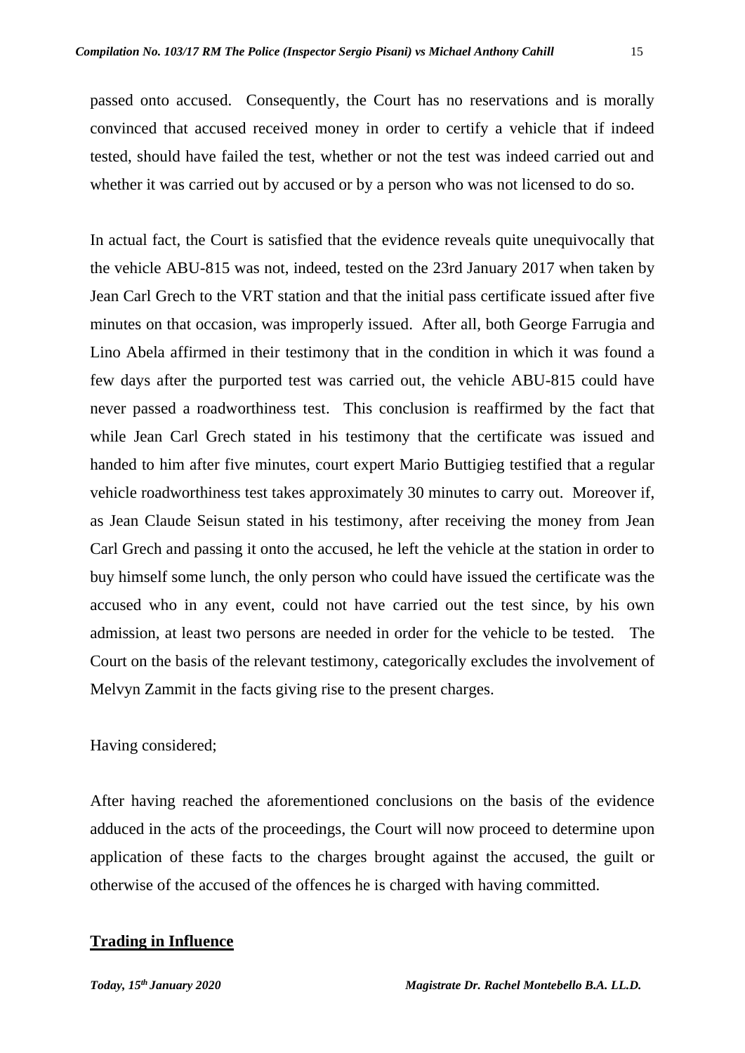passed onto accused. Consequently, the Court has no reservations and is morally convinced that accused received money in order to certify a vehicle that if indeed tested, should have failed the test, whether or not the test was indeed carried out and whether it was carried out by accused or by a person who was not licensed to do so.

In actual fact, the Court is satisfied that the evidence reveals quite unequivocally that the vehicle ABU-815 was not, indeed, tested on the 23rd January 2017 when taken by Jean Carl Grech to the VRT station and that the initial pass certificate issued after five minutes on that occasion, was improperly issued. After all, both George Farrugia and Lino Abela affirmed in their testimony that in the condition in which it was found a few days after the purported test was carried out, the vehicle ABU-815 could have never passed a roadworthiness test. This conclusion is reaffirmed by the fact that while Jean Carl Grech stated in his testimony that the certificate was issued and handed to him after five minutes, court expert Mario Buttigieg testified that a regular vehicle roadworthiness test takes approximately 30 minutes to carry out. Moreover if, as Jean Claude Seisun stated in his testimony, after receiving the money from Jean Carl Grech and passing it onto the accused, he left the vehicle at the station in order to buy himself some lunch, the only person who could have issued the certificate was the accused who in any event, could not have carried out the test since, by his own admission, at least two persons are needed in order for the vehicle to be tested. The Court on the basis of the relevant testimony, categorically excludes the involvement of Melvyn Zammit in the facts giving rise to the present charges.

Having considered;

After having reached the aforementioned conclusions on the basis of the evidence adduced in the acts of the proceedings, the Court will now proceed to determine upon application of these facts to the charges brought against the accused, the guilt or otherwise of the accused of the offences he is charged with having committed.

**Trading in Influence**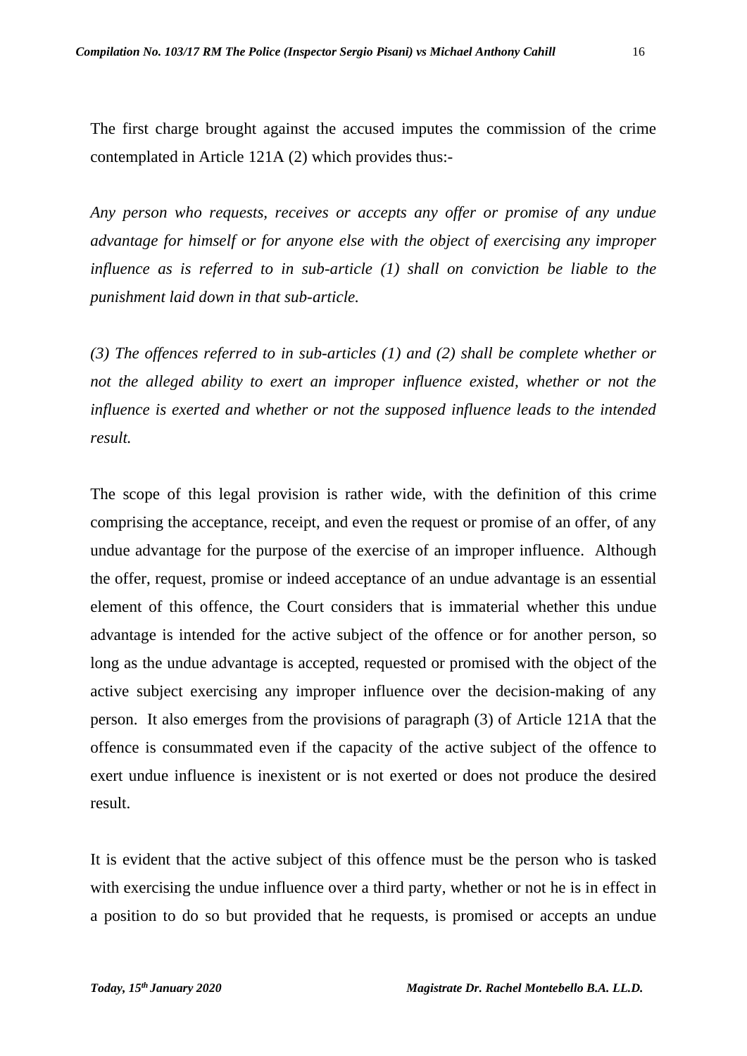The first charge brought against the accused imputes the commission of the crime contemplated in Article 121A (2) which provides thus:-

*Any person who requests, receives or accepts any offer or promise of any undue advantage for himself or for anyone else with the object of exercising any improper influence as is referred to in sub-article (1) shall on conviction be liable to the punishment laid down in that sub-article.*

*(3) The offences referred to in sub-articles (1) and (2) shall be complete whether or not the alleged ability to exert an improper influence existed, whether or not the influence is exerted and whether or not the supposed influence leads to the intended result.*

The scope of this legal provision is rather wide, with the definition of this crime comprising the acceptance, receipt, and even the request or promise of an offer, of any undue advantage for the purpose of the exercise of an improper influence. Although the offer, request, promise or indeed acceptance of an undue advantage is an essential element of this offence, the Court considers that is immaterial whether this undue advantage is intended for the active subject of the offence or for another person, so long as the undue advantage is accepted, requested or promised with the object of the active subject exercising any improper influence over the decision-making of any person. It also emerges from the provisions of paragraph (3) of Article 121A that the offence is consummated even if the capacity of the active subject of the offence to exert undue influence is inexistent or is not exerted or does not produce the desired result.

It is evident that the active subject of this offence must be the person who is tasked with exercising the undue influence over a third party, whether or not he is in effect in a position to do so but provided that he requests, is promised or accepts an undue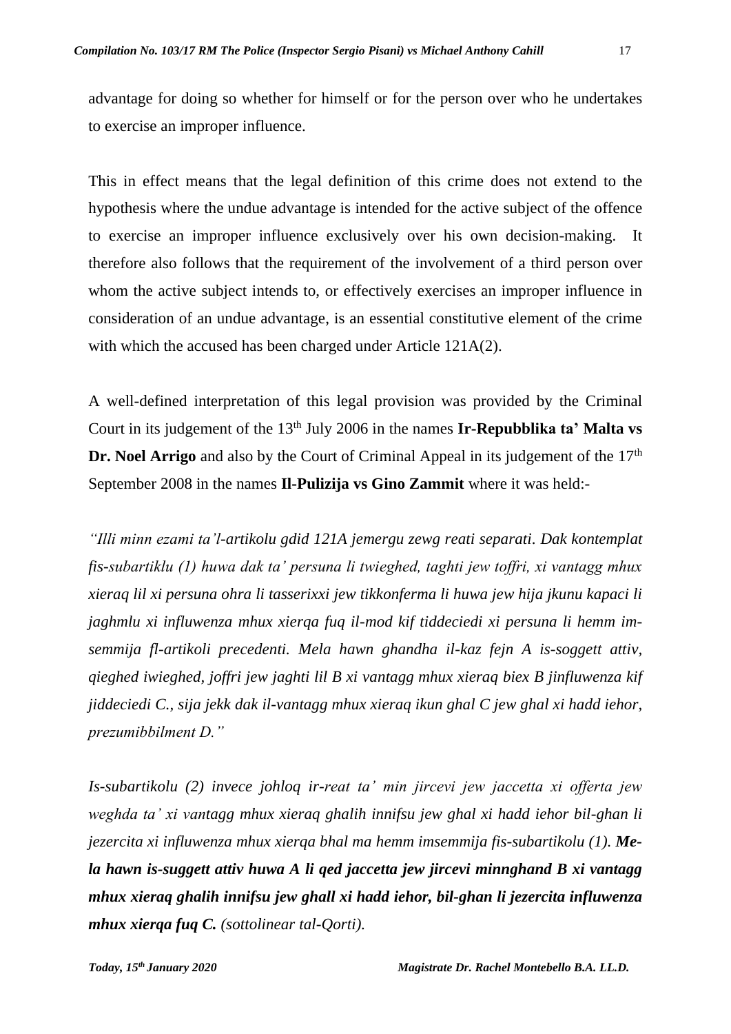advantage for doing so whether for himself or for the person over who he undertakes to exercise an improper influence.

This in effect means that the legal definition of this crime does not extend to the hypothesis where the undue advantage is intended for the active subject of the offence to exercise an improper influence exclusively over his own decision-making. It therefore also follows that the requirement of the involvement of a third person over whom the active subject intends to, or effectively exercises an improper influence in consideration of an undue advantage, is an essential constitutive element of the crime with which the accused has been charged under Article 121A(2).

A well-defined interpretation of this legal provision was provided by the Criminal Court in its judgement of the 13th July 2006 in the names **Ir-Repubblika ta' Malta vs Dr. Noel Arrigo** and also by the Court of Criminal Appeal in its judgement of the 17th September 2008 in the names **Il-Pulizija vs Gino Zammit** where it was held:-

*"Illi minn ezami ta'l-artikolu gdid 121A jemergu zewg reati separati. Dak kontemplat fis-subartiklu (1) huwa dak ta' persuna li twieghed, taghti jew toffri, xi vantagg mhux xieraq lil xi persuna ohra li tasserixxi jew tikkonferma li huwa jew hija jkunu kapaci li jaghmlu xi influwenza mhux xierqa fuq il-mod kif tiddeciedi xi persuna li hemm im-semmija fl-artikoli precedenti. Mela hawn ghandha il-kaz fejn A is-soggett attiv, qieghed iwieghed, joffri jew jaghti lil B xi vantagg mhux xieraq biex B jinfluwenza kif jiddeciedi C., sija jekk dak il-vantagg mhux xieraq ikun ghal C jew ghal xi hadd iehor, prezumibbilment D."*

*Is-subartikolu (2) invece johloq ir-reat ta' min jircevi jew jaccetta xi offerta jew weghda ta' xi vantagg mhux xieraq ghalih innifsu jew ghal xi hadd iehor bil-ghan li jezercita xi influwenza mhux xierqa bhal ma hemm imsemmija fis-subartikolu (1).* ***Mela hawn is-suggett attiv huwa A li qed jaccetta jew jircevi minnghand B xi vantagg mhux xieraq ghalih innifsu jew ghall xi hadd iehor, bil-ghan li jezercita influwenza mhux xierqa fuq C.*** *(sottolinear tal-Qorti).*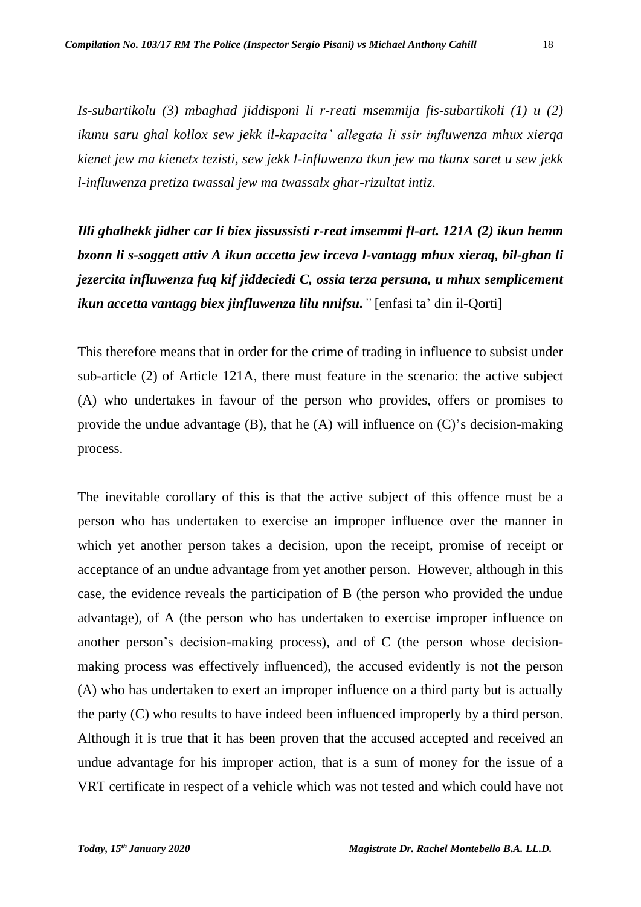*Is-subartikolu (3) mbaghad jiddisponi li r-reati msemmija fis-subartikoli (1) u (2) ikunu saru ghal kollox sew jekk il-kapacita' allegata li ssir influwenza mhux xierqa kienet jew ma kienetx tezisti, sew jekk l-influwenza tkun jew ma tkunx saret u sew jekk l-influwenza pretiza twassal jew ma twassalx ghar-rizultat intiz.*

***Illi ghalhekk jidher car li biex jissussisti r-reat imsemmi fl-art. 121A (2) ikun hemm bzonn li s-soggett attiv A ikun accetta jew irceva l-vantagg mhux xieraq, bil-ghan li jezercita influwenza fuq kif jiddeciedi C, ossia terza persuna, u mhux semplicement ikun accetta vantagg biex jinfluwenza lilu nnifsu."*** [enfasi ta' din il-Qorti]

This therefore means that in order for the crime of trading in influence to subsist under sub-article (2) of Article 121A, there must feature in the scenario: the active subject (A) who undertakes in favour of the person who provides, offers or promises to provide the undue advantage (B), that he (A) will influence on (C)'s decision-making process.

The inevitable corollary of this is that the active subject of this offence must be a person who has undertaken to exercise an improper influence over the manner in which yet another person takes a decision, upon the receipt, promise of receipt or acceptance of an undue advantage from yet another person. However, although in this case, the evidence reveals the participation of B (the person who provided the undue advantage), of A (the person who has undertaken to exercise improper influence on another person's decision-making process), and of C (the person whose decision-making process was effectively influenced), the accused evidently is not the person (A) who has undertaken to exert an improper influence on a third party but is actually the party (C) who results to have indeed been influenced improperly by a third person. Although it is true that it has been proven that the accused accepted and received an undue advantage for his improper action, that is a sum of money for the issue of a VRT certificate in respect of a vehicle which was not tested and which could have not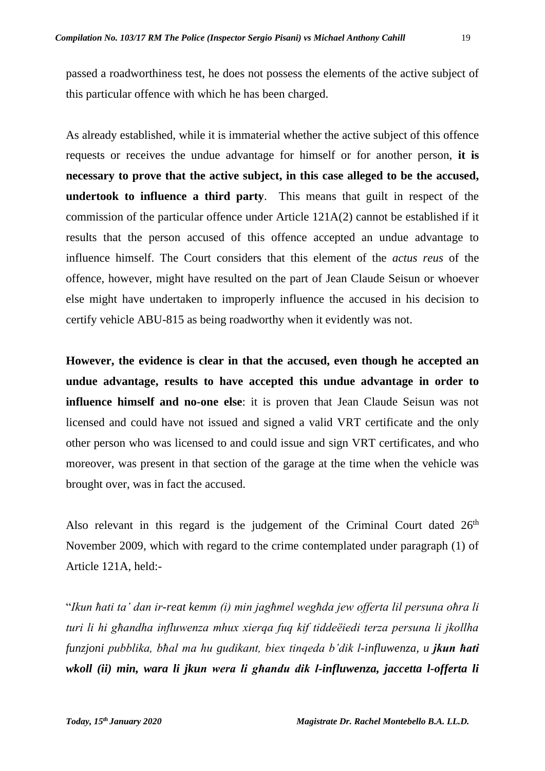passed a roadworthiness test, he does not possess the elements of the active subject of this particular offence with which he has been charged.

As already established, while it is immaterial whether the active subject of this offence requests or receives the undue advantage for himself or for another person, **it is necessary to prove that the active subject, in this case alleged to be the accused, undertook to influence a third party**. This means that guilt in respect of the commission of the particular offence under Article 121A(2) cannot be established if it results that the person accused of this offence accepted an undue advantage to influence himself. The Court considers that this element of the *actus reus* of the offence, however, might have resulted on the part of Jean Claude Seisun or whoever else might have undertaken to improperly influence the accused in his decision to certify vehicle ABU-815 as being roadworthy when it evidently was not.

**However, the evidence is clear in that the accused, even though he accepted an undue advantage, results to have accepted this undue advantage in order to influence himself and no-one else**: it is proven that Jean Claude Seisun was not licensed and could have not issued and signed a valid VRT certificate and the only other person who was licensed to and could issue and sign VRT certificates, and who moreover, was present in that section of the garage at the time when the vehicle was brought over, was in fact the accused.

Also relevant in this regard is the judgement of the Criminal Court dated 26th November 2009, which with regard to the crime contemplated under paragraph (1) of Article 121A, held:-

"*Ikun ħati ta' dan ir-reat kemm (i) min jagħmel wegħda jew offerta lil persuna oħra li turi li hi għandha influwenza mhux xierqa fuq kif tiddeċiedi terza persuna li jkollha funzjoni pubblika, bħal ma hu ġudikant, biex tinqeda b'dik l-influwenza, u* ***jkun ħati wkoll (ii) min, wara li jkun wera li għandu dik l-influwenza, jaccetta l-offerta li***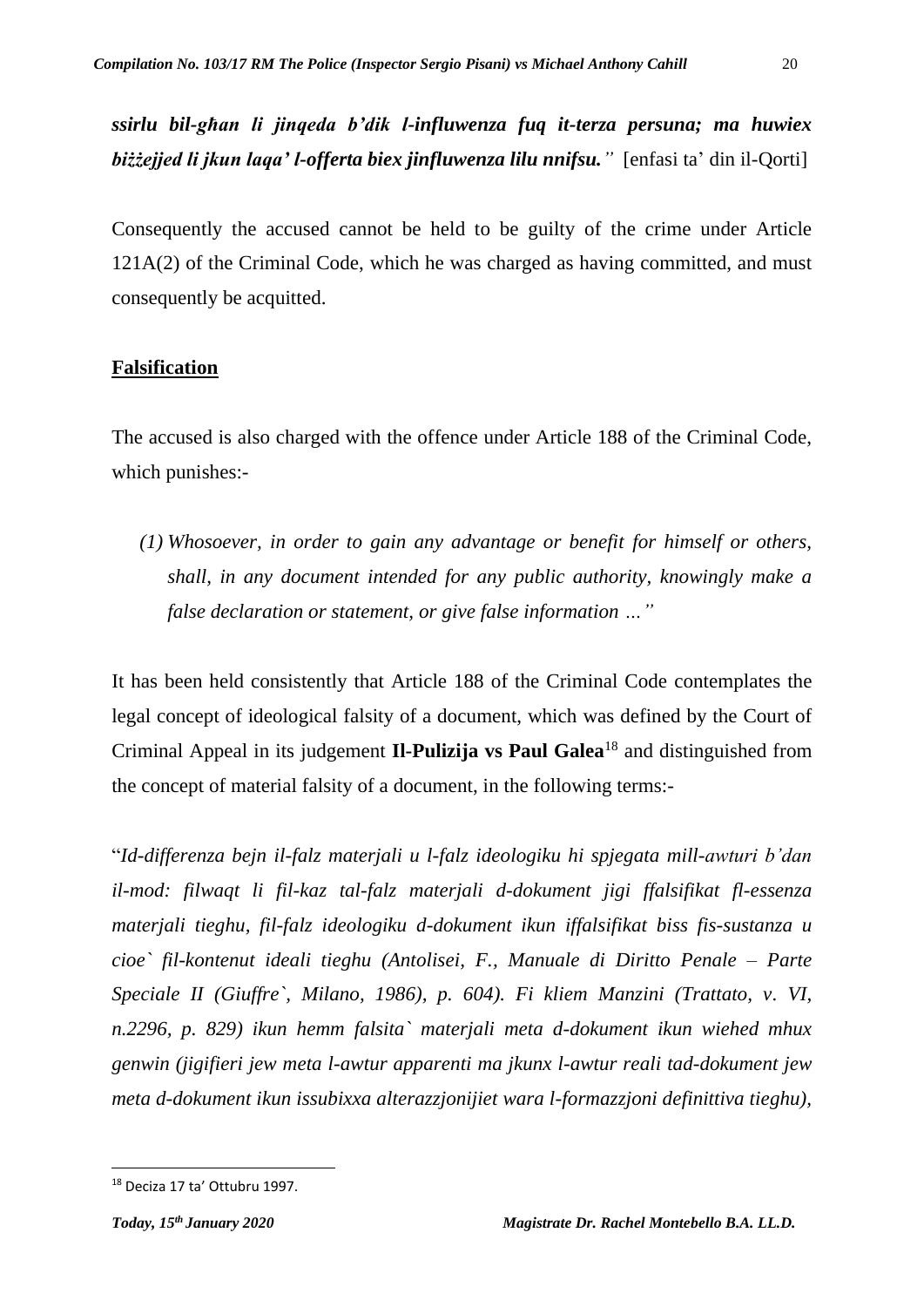***ssirlu bil-għan li jinqeda b'dik l-influwenza fuq it-terza persuna; ma huwiex biżżejjed li jkun laqa' l-offerta biex jinfluwenza lilu nnifsu."*** [enfasi ta' din il-Qorti]

Consequently the accused cannot be held to be guilty of the crime under Article 121A(2) of the Criminal Code, which he was charged as having committed, and must consequently be acquitted.

## Falsification

The accused is also charged with the offence under Article 188 of the Criminal Code, which punishes:-

> *(1) Whosoever, in order to gain any advantage or benefit for himself or others, shall, in any document intended for any public authority, knowingly make a false declaration or statement, or give false information …"*

It has been held consistently that Article 188 of the Criminal Code contemplates the legal concept of ideological falsity of a document, which was defined by the Court of Criminal Appeal in its judgement **Il-Pulizija vs Paul Galea**[18] and distinguished from the concept of material falsity of a document, in the following terms:-

"*Id-differenza bejn il-falz materjali u l-falz ideologiku hi spjegata mill-awturi b'dan il-mod: filwaqt li fil-kaz tal-falz materjali d-dokument jigi ffalsifikat fl-essenza materjali tieghu, fil-falz ideologiku d-dokument ikun iffalsifikat biss fis-sustanza u cioe` fil-kontenut ideali tieghu (Antolisei, F., Manuale di Diritto Penale – Parte Speciale II (Giuffre`, Milano, 1986), p. 604). Fi kliem Manzini (Trattato, v. VI, n.2296, p. 829) ikun hemm falsita` materjali meta d-dokument ikun wiehed mhux genwin (jigifieri jew meta l-awtur apparenti ma jkunx l-awtur reali tad-dokument jew meta d-dokument ikun issubixxa alterazzjonijiet wara l-formazzjoni definittiva tieghu),*

---

[18] Deciza 17 ta' Ottubru 1997.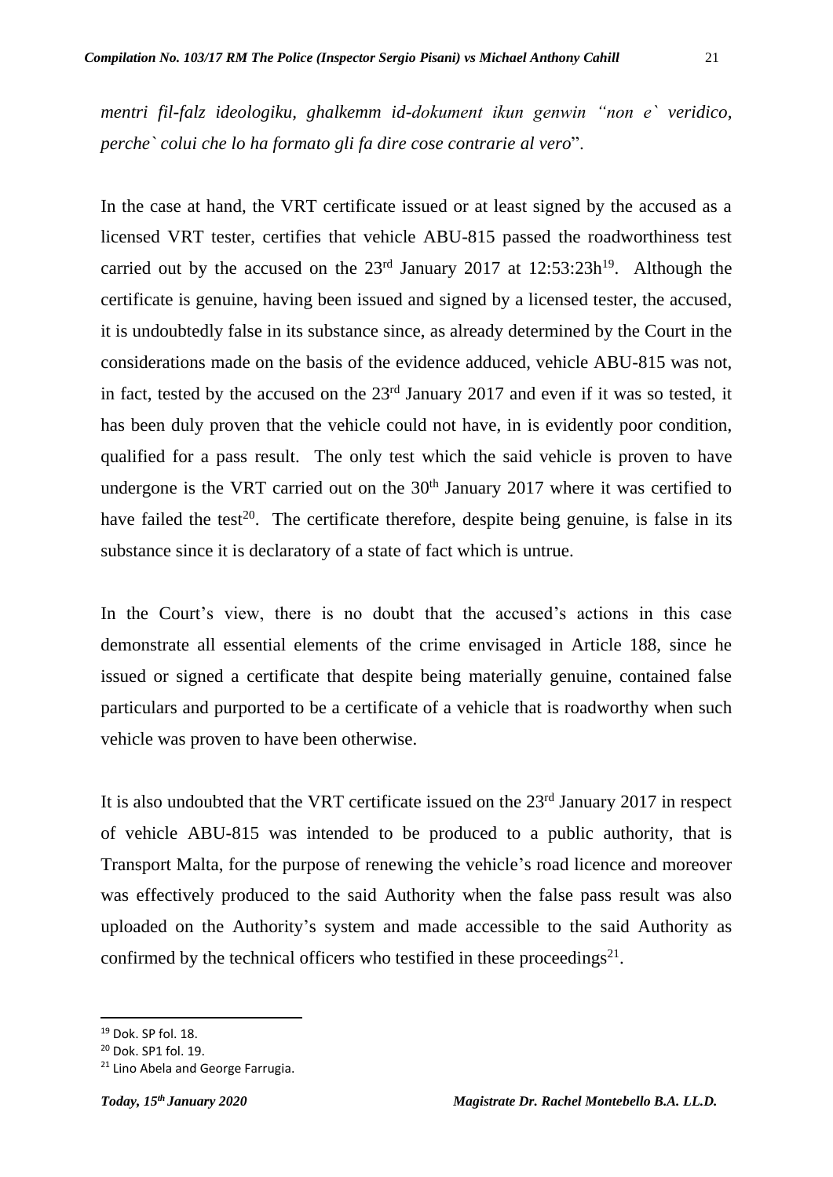*mentri fil-falz ideologiku, ghalkemm id-dokument ikun genwin "non e` veridico, perche` colui che lo ha formato gli fa dire cose contrarie al vero*".

In the case at hand, the VRT certificate issued or at least signed by the accused as a licensed VRT tester, certifies that vehicle ABU-815 passed the roadworthiness test carried out by the accused on the 23rd January 2017 at 12:53:23h[19]. Although the certificate is genuine, having been issued and signed by a licensed tester, the accused, it is undoubtedly false in its substance since, as already determined by the Court in the considerations made on the basis of the evidence adduced, vehicle ABU-815 was not, in fact, tested by the accused on the 23rd January 2017 and even if it was so tested, it has been duly proven that the vehicle could not have, in is evidently poor condition, qualified for a pass result. The only test which the said vehicle is proven to have undergone is the VRT carried out on the 30th January 2017 where it was certified to have failed the test[20]. The certificate therefore, despite being genuine, is false in its substance since it is declaratory of a state of fact which is untrue.

In the Court's view, there is no doubt that the accused's actions in this case demonstrate all essential elements of the crime envisaged in Article 188, since he issued or signed a certificate that despite being materially genuine, contained false particulars and purported to be a certificate of a vehicle that is roadworthy when such vehicle was proven to have been otherwise.

It is also undoubted that the VRT certificate issued on the 23rd January 2017 in respect of vehicle ABU-815 was intended to be produced to a public authority, that is Transport Malta, for the purpose of renewing the vehicle's road licence and moreover was effectively produced to the said Authority when the false pass result was also uploaded on the Authority's system and made accessible to the said Authority as confirmed by the technical officers who testified in these proceedings[21].

[19] Dok. SP fol. 18.
[20] Dok. SP1 fol. 19.
[21] Lino Abela and George Farrugia.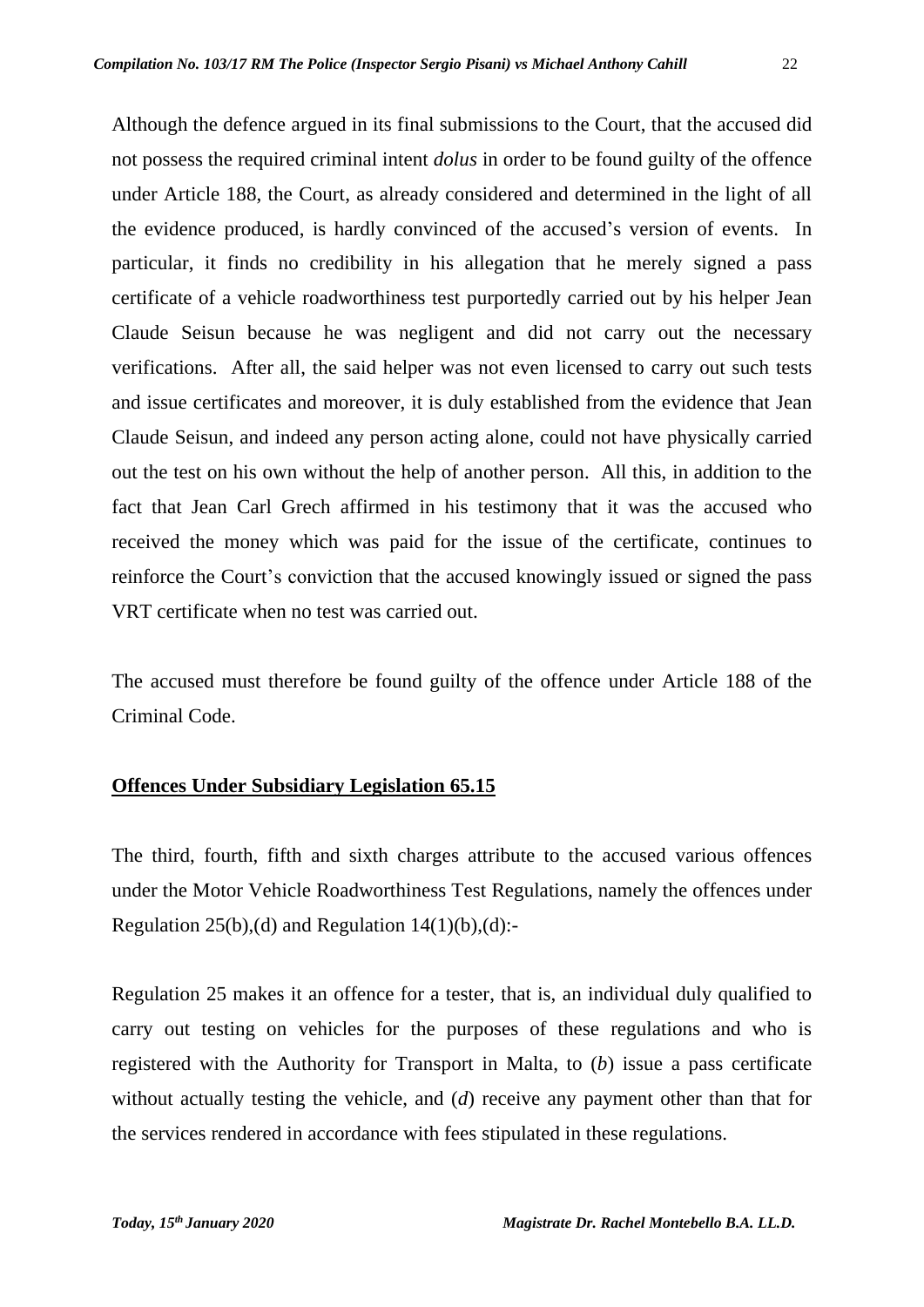Although the defence argued in its final submissions to the Court, that the accused did not possess the required criminal intent *dolus* in order to be found guilty of the offence under Article 188, the Court, as already considered and determined in the light of all the evidence produced, is hardly convinced of the accused's version of events. In particular, it finds no credibility in his allegation that he merely signed a pass certificate of a vehicle roadworthiness test purportedly carried out by his helper Jean Claude Seisun because he was negligent and did not carry out the necessary verifications. After all, the said helper was not even licensed to carry out such tests and issue certificates and moreover, it is duly established from the evidence that Jean Claude Seisun, and indeed any person acting alone, could not have physically carried out the test on his own without the help of another person. All this, in addition to the fact that Jean Carl Grech affirmed in his testimony that it was the accused who received the money which was paid for the issue of the certificate, continues to reinforce the Court's conviction that the accused knowingly issued or signed the pass VRT certificate when no test was carried out.

The accused must therefore be found guilty of the offence under Article 188 of the Criminal Code.

**Offences Under Subsidiary Legislation 65.15**

The third, fourth, fifth and sixth charges attribute to the accused various offences under the Motor Vehicle Roadworthiness Test Regulations, namely the offences under Regulation 25(b),(d) and Regulation 14(1)(b),(d):-

Regulation 25 makes it an offence for a tester, that is, an individual duly qualified to carry out testing on vehicles for the purposes of these regulations and who is registered with the Authority for Transport in Malta, to (*b*) issue a pass certificate without actually testing the vehicle, and (*d*) receive any payment other than that for the services rendered in accordance with fees stipulated in these regulations.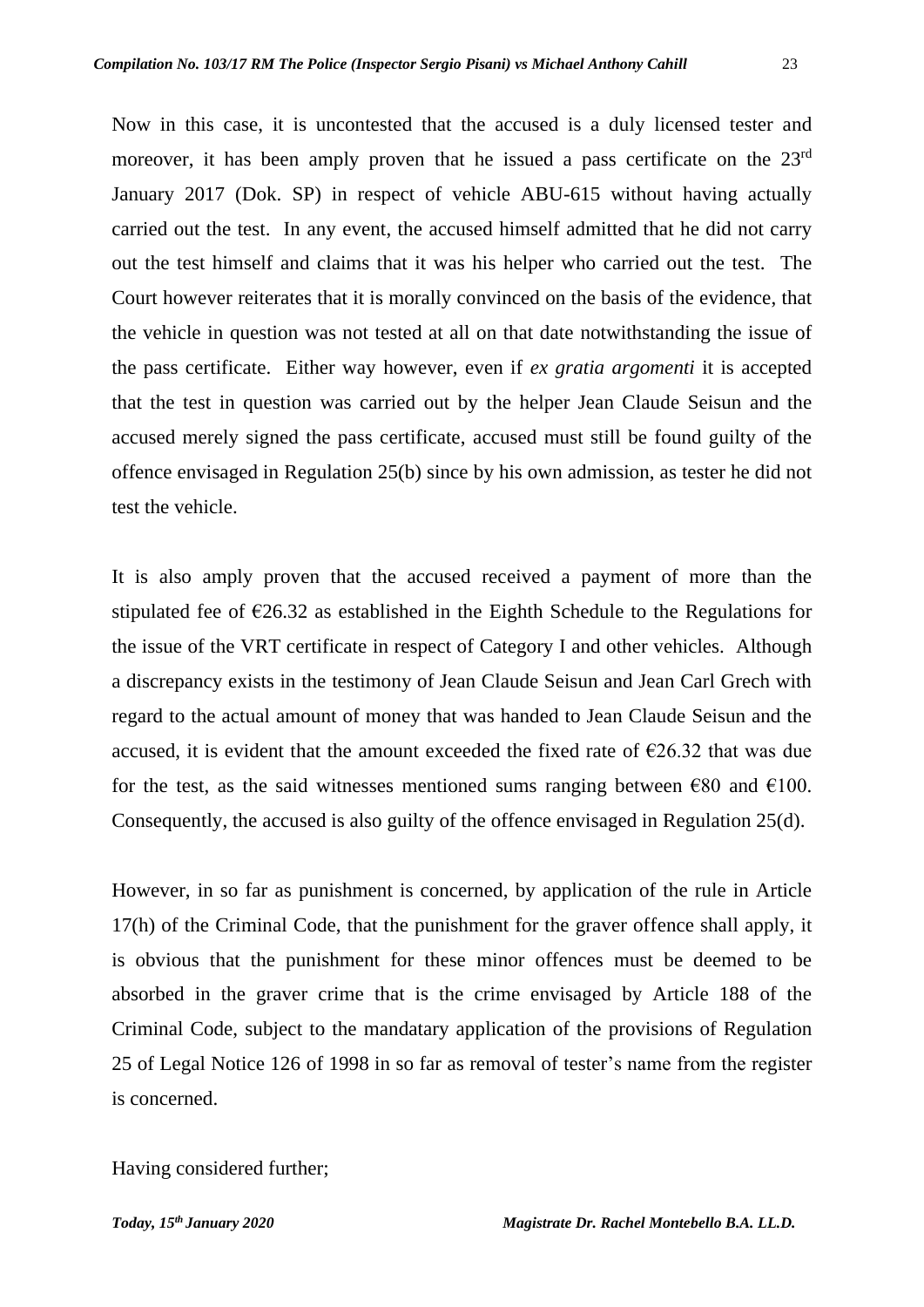Now in this case, it is uncontested that the accused is a duly licensed tester and moreover, it has been amply proven that he issued a pass certificate on the 23rd January 2017 (Dok. SP) in respect of vehicle ABU-615 without having actually carried out the test. In any event, the accused himself admitted that he did not carry out the test himself and claims that it was his helper who carried out the test. The Court however reiterates that it is morally convinced on the basis of the evidence, that the vehicle in question was not tested at all on that date notwithstanding the issue of the pass certificate. Either way however, even if *ex gratia argomenti* it is accepted that the test in question was carried out by the helper Jean Claude Seisun and the accused merely signed the pass certificate, accused must still be found guilty of the offence envisaged in Regulation 25(b) since by his own admission, as tester he did not test the vehicle.

It is also amply proven that the accused received a payment of more than the stipulated fee of €26.32 as established in the Eighth Schedule to the Regulations for the issue of the VRT certificate in respect of Category I and other vehicles. Although a discrepancy exists in the testimony of Jean Claude Seisun and Jean Carl Grech with regard to the actual amount of money that was handed to Jean Claude Seisun and the accused, it is evident that the amount exceeded the fixed rate of €26.32 that was due for the test, as the said witnesses mentioned sums ranging between €80 and €100. Consequently, the accused is also guilty of the offence envisaged in Regulation 25(d).

However, in so far as punishment is concerned, by application of the rule in Article 17(h) of the Criminal Code, that the punishment for the graver offence shall apply, it is obvious that the punishment for these minor offences must be deemed to be absorbed in the graver crime that is the crime envisaged by Article 188 of the Criminal Code, subject to the mandatary application of the provisions of Regulation 25 of Legal Notice 126 of 1998 in so far as removal of tester's name from the register is concerned.

Having considered further;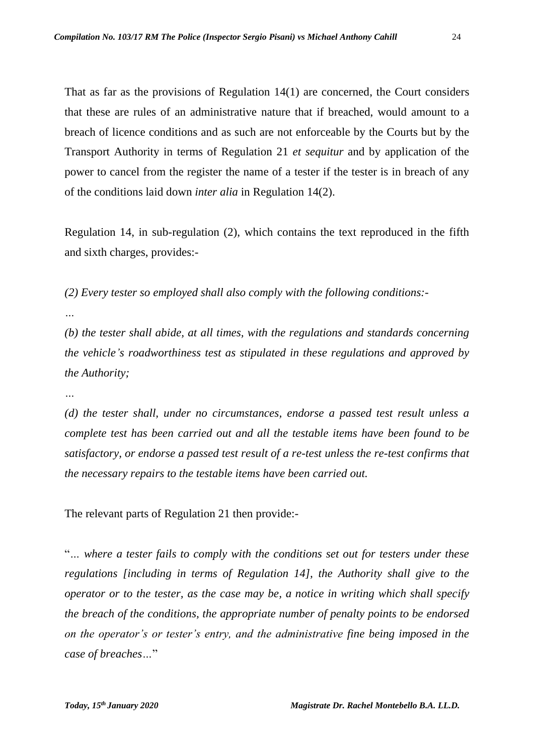That as far as the provisions of Regulation 14(1) are concerned, the Court considers that these are rules of an administrative nature that if breached, would amount to a breach of licence conditions and as such are not enforceable by the Courts but by the Transport Authority in terms of Regulation 21 *et sequitur* and by application of the power to cancel from the register the name of a tester if the tester is in breach of any of the conditions laid down *inter alia* in Regulation 14(2).

Regulation 14, in sub-regulation (2), which contains the text reproduced in the fifth and sixth charges, provides:-

*(2) Every tester so employed shall also comply with the following conditions:-*

*…*

*(b) the tester shall abide, at all times, with the regulations and standards concerning the vehicle's roadworthiness test as stipulated in these regulations and approved by the Authority;*

*…*

*(d) the tester shall, under no circumstances, endorse a passed test result unless a complete test has been carried out and all the testable items have been found to be satisfactory, or endorse a passed test result of a re-test unless the re-test confirms that the necessary repairs to the testable items have been carried out.*

The relevant parts of Regulation 21 then provide:-

"*… where a tester fails to comply with the conditions set out for testers under these regulations [including in terms of Regulation 14], the Authority shall give to the operator or to the tester, as the case may be, a notice in writing which shall specify the breach of the conditions, the appropriate number of penalty points to be endorsed on the operator's or tester's entry, and the administrative fine being imposed in the case of breaches…*"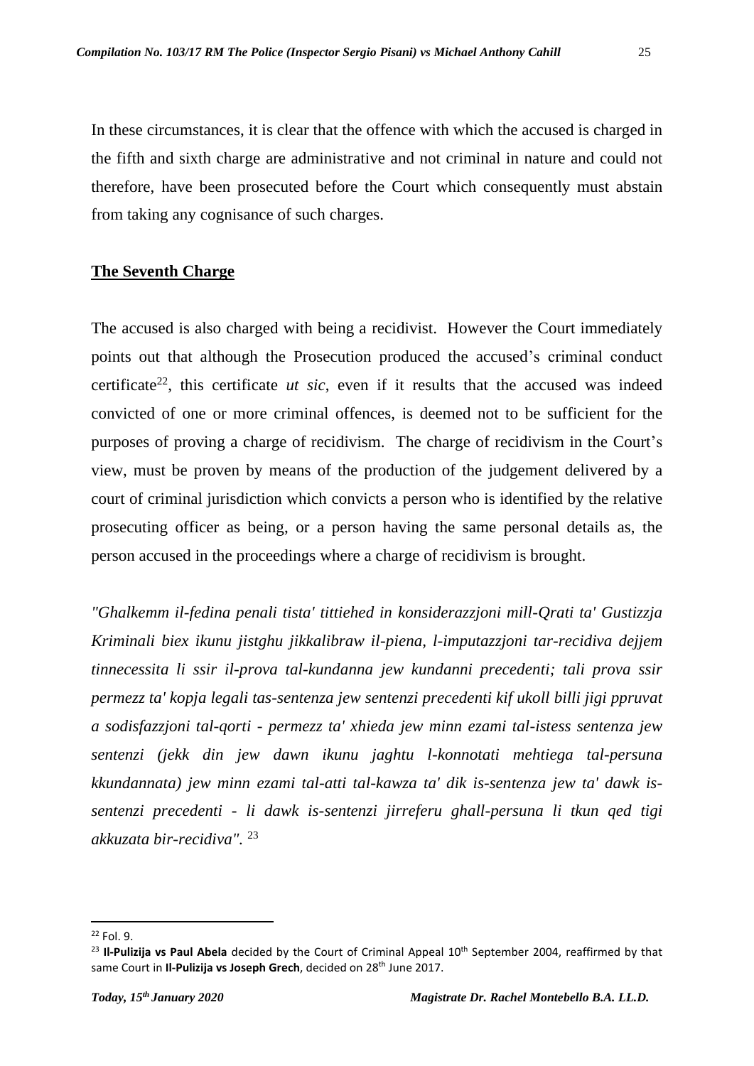In these circumstances, it is clear that the offence with which the accused is charged in the fifth and sixth charge are administrative and not criminal in nature and could not therefore, have been prosecuted before the Court which consequently must abstain from taking any cognisance of such charges.

**The Seventh Charge**

The accused is also charged with being a recidivist. However the Court immediately points out that although the Prosecution produced the accused's criminal conduct certificate[22], this certificate *ut sic*, even if it results that the accused was indeed convicted of one or more criminal offences, is deemed not to be sufficient for the purposes of proving a charge of recidivism. The charge of recidivism in the Court's view, must be proven by means of the production of the judgement delivered by a court of criminal jurisdiction which convicts a person who is identified by the relative prosecuting officer as being, or a person having the same personal details as, the person accused in the proceedings where a charge of recidivism is brought.

*"Ghalkemm il-fedina penali tista' tittiehed in konsiderazzjoni mill-Qrati ta' Gustizzja Kriminali biex ikunu jistghu jikkalibraw il-piena, l-imputazzjoni tar-recidiva dejjem tinnecessita li ssir il-prova tal-kundanna jew kundanni precedenti; tali prova ssir permezz ta' kopja legali tas-sentenza jew sentenzi precedenti kif ukoll billi jigi ppruvat a sodisfazzjoni tal-qorti - permezz ta' xhieda jew minn ezami tal-istess sentenza jew sentenzi (jekk din jew dawn ikunu jaghtu l-konnotati mehtiega tal-persuna kkundannata) jew minn ezami tal-atti tal-kawza ta' dik is-sentenza jew ta' dawk is-sentenzi precedenti - li dawk is-sentenzi jirreferu ghall-persuna li tkun qed tigi akkuzata bir-recidiva".* [23]

---

[22] Fol. 9.

[23] **Il-Pulizija vs Paul Abela** decided by the Court of Criminal Appeal 10th September 2004, reaffirmed by that same Court in **Il-Pulizija vs Joseph Grech**, decided on 28th June 2017.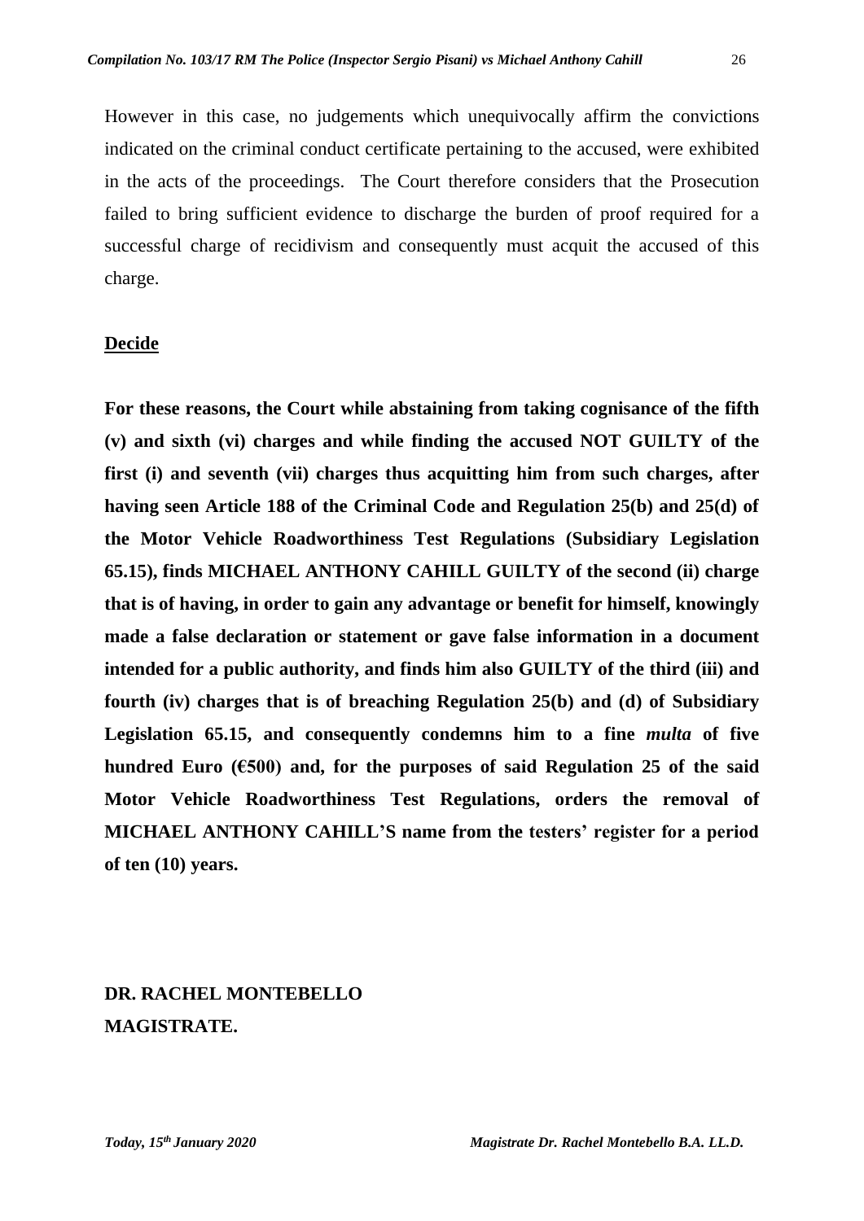However in this case, no judgements which unequivocally affirm the convictions indicated on the criminal conduct certificate pertaining to the accused, were exhibited in the acts of the proceedings. The Court therefore considers that the Prosecution failed to bring sufficient evidence to discharge the burden of proof required for a successful charge of recidivism and consequently must acquit the accused of this charge.

**Decide**

**For these reasons, the Court while abstaining from taking cognisance of the fifth (v) and sixth (vi) charges and while finding the accused NOT GUILTY of the first (i) and seventh (vii) charges thus acquitting him from such charges, after having seen Article 188 of the Criminal Code and Regulation 25(b) and 25(d) of the Motor Vehicle Roadworthiness Test Regulations (Subsidiary Legislation 65.15), finds MICHAEL ANTHONY CAHILL GUILTY of the second (ii) charge that is of having, in order to gain any advantage or benefit for himself, knowingly made a false declaration or statement or gave false information in a document intended for a public authority, and finds him also GUILTY of the third (iii) and fourth (iv) charges that is of breaching Regulation 25(b) and (d) of Subsidiary Legislation 65.15, and consequently condemns him to a fine *multa* of five hundred Euro (€500) and, for the purposes of said Regulation 25 of the said Motor Vehicle Roadworthiness Test Regulations, orders the removal of MICHAEL ANTHONY CAHILL'S name from the testers' register for a period of ten (10) years.**

**DR. RACHEL MONTEBELLO**
**MAGISTRATE.**

***Today, 15th January 2020*** ***Magistrate Dr. Rachel Montebello B.A. LL.D.***